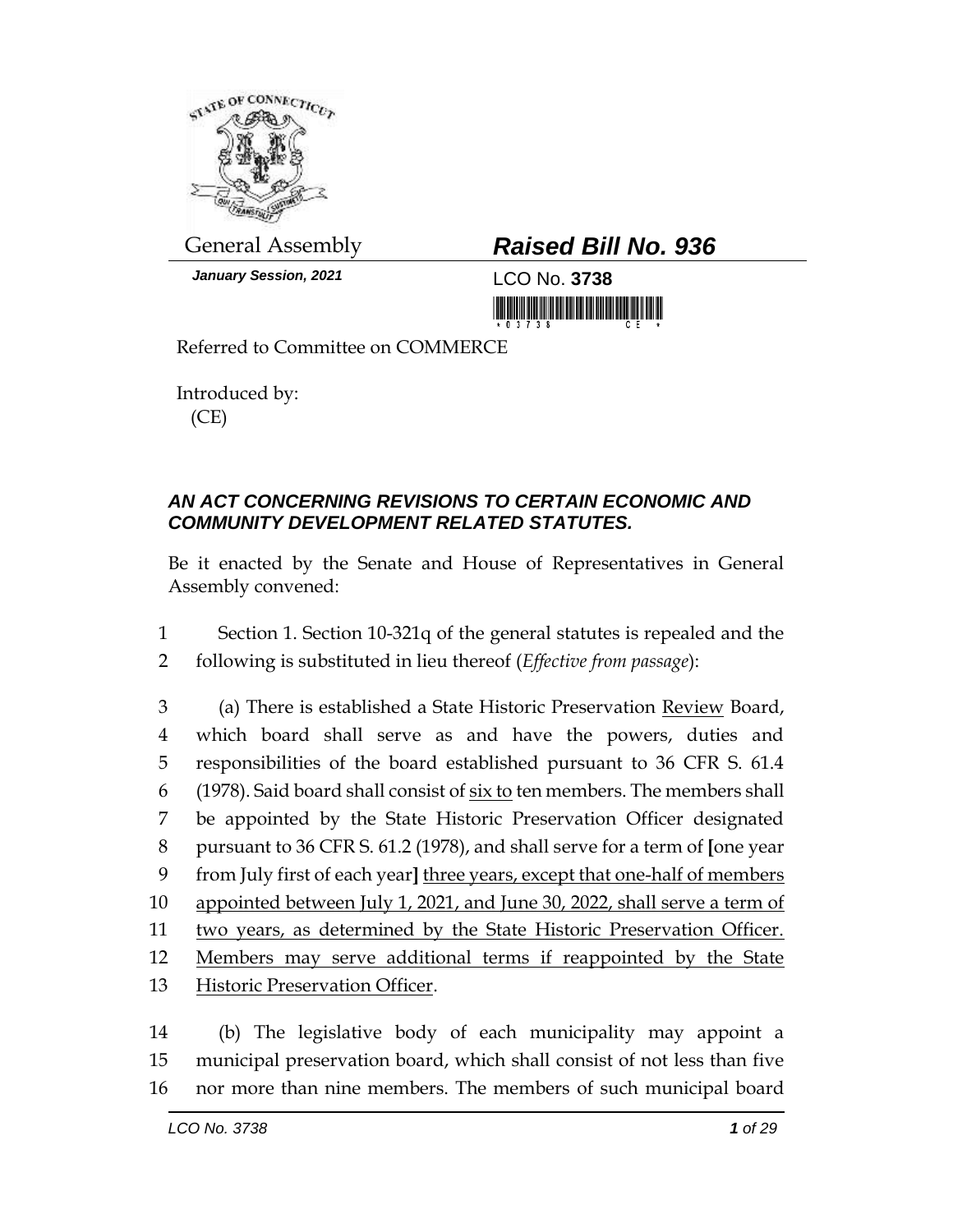General Assembly

# *Raised Bill No. 936*

*January Session, 2021*

LCO No. **3738**

Referred to Committee on COMMERCE

Introduced by:
(CE)

### *AN ACT CONCERNING REVISIONS TO CERTAIN ECONOMIC AND COMMUNITY DEVELOPMENT RELATED STATUTES.*

Be it enacted by the Senate and House of Representatives in General Assembly convened:

1 Section 1. Section 10-321q of the general statutes is repealed and the
2 following is substituted in lieu thereof (*Effective from passage*):

3 (a) There is established a State Historic Preservation Review Board,
4 which board shall serve as and have the powers, duties and
5 responsibilities of the board established pursuant to 36 CFR S. 61.4
6 (1978). Said board shall consist of six to ten members. The members shall
7 be appointed by the State Historic Preservation Officer designated
8 pursuant to 36 CFR S. 61.2 (1978), and shall serve for a term of [one year
9 from July first of each year] three years, except that one-half of members
10 appointed between July 1, 2021, and June 30, 2022, shall serve a term of
11 two years, as determined by the State Historic Preservation Officer.
12 Members may serve additional terms if reappointed by the State
13 Historic Preservation Officer.

14 (b) The legislative body of each municipality may appoint a
15 municipal preservation board, which shall consist of not less than five
16 nor more than nine members. The members of such municipal board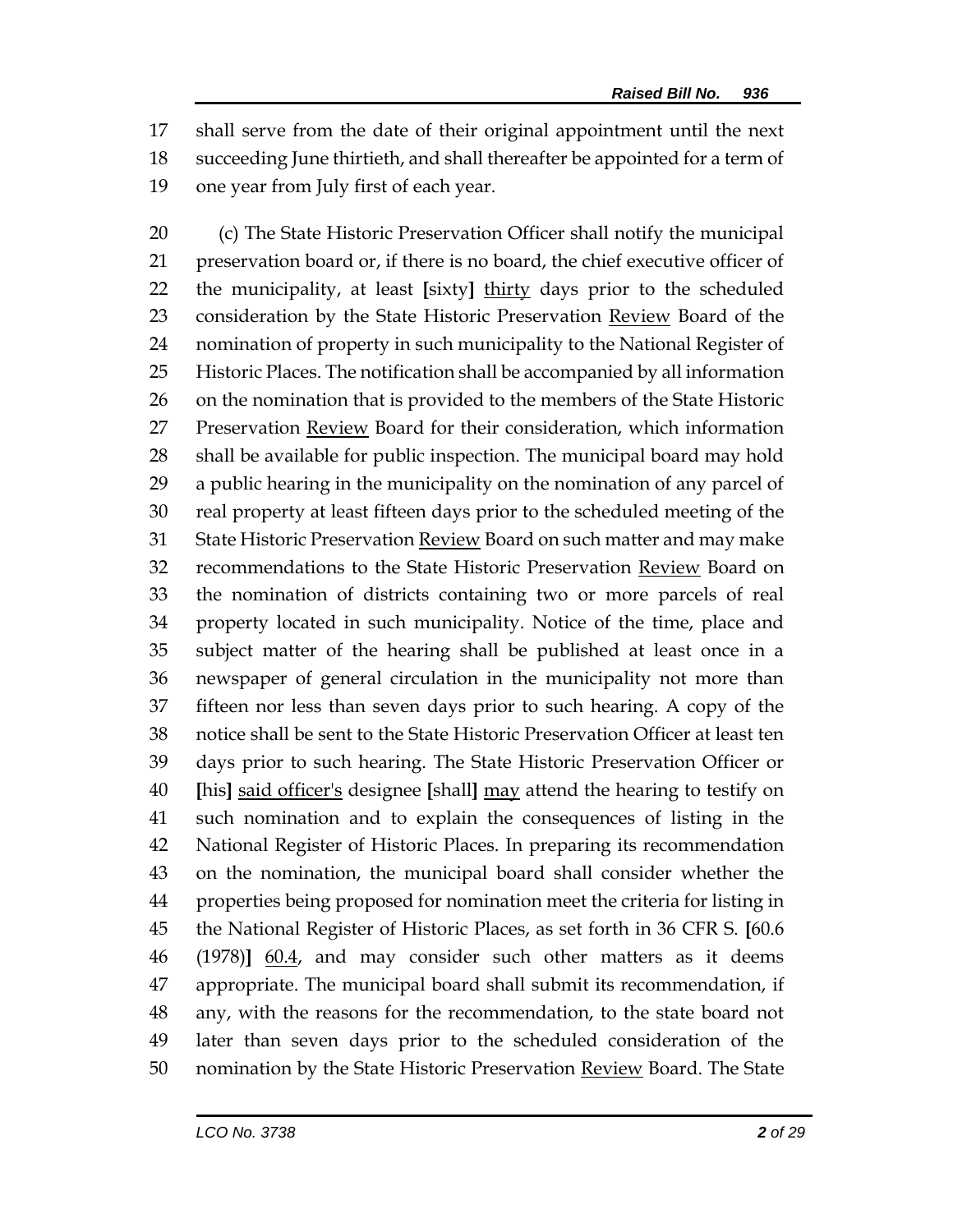17 shall serve from the date of their original appointment until the next
18 succeeding June thirtieth, and shall thereafter be appointed for a term of
19 one year from July first of each year.

20 (c) The State Historic Preservation Officer shall notify the municipal
21 preservation board or, if there is no board, the chief executive officer of
22 the municipality, at least **[**sixty**]** <u>thirty</u> days prior to the scheduled
23 consideration by the State Historic Preservation <u>Review</u> Board of the
24 nomination of property in such municipality to the National Register of
25 Historic Places. The notification shall be accompanied by all information
26 on the nomination that is provided to the members of the State Historic
27 Preservation <u>Review</u> Board for their consideration, which information
28 shall be available for public inspection. The municipal board may hold
29 a public hearing in the municipality on the nomination of any parcel of
30 real property at least fifteen days prior to the scheduled meeting of the
31 State Historic Preservation <u>Review</u> Board on such matter and may make
32 recommendations to the State Historic Preservation <u>Review</u> Board on
33 the nomination of districts containing two or more parcels of real
34 property located in such municipality. Notice of the time, place and
35 subject matter of the hearing shall be published at least once in a
36 newspaper of general circulation in the municipality not more than
37 fifteen nor less than seven days prior to such hearing. A copy of the
38 notice shall be sent to the State Historic Preservation Officer at least ten
39 days prior to such hearing. The State Historic Preservation Officer or
40 **[**his**]** <u>said officer's</u> designee **[**shall**]** <u>may</u> attend the hearing to testify on
41 such nomination and to explain the consequences of listing in the
42 National Register of Historic Places. In preparing its recommendation
43 on the nomination, the municipal board shall consider whether the
44 properties being proposed for nomination meet the criteria for listing in
45 the National Register of Historic Places, as set forth in 36 CFR S. **[**60.6
46 (1978)**]** <u>60.4</u>, and may consider such other matters as it deems
47 appropriate. The municipal board shall submit its recommendation, if
48 any, with the reasons for the recommendation, to the state board not
49 later than seven days prior to the scheduled consideration of the
50 nomination by the State Historic Preservation <u>Review</u> Board. The State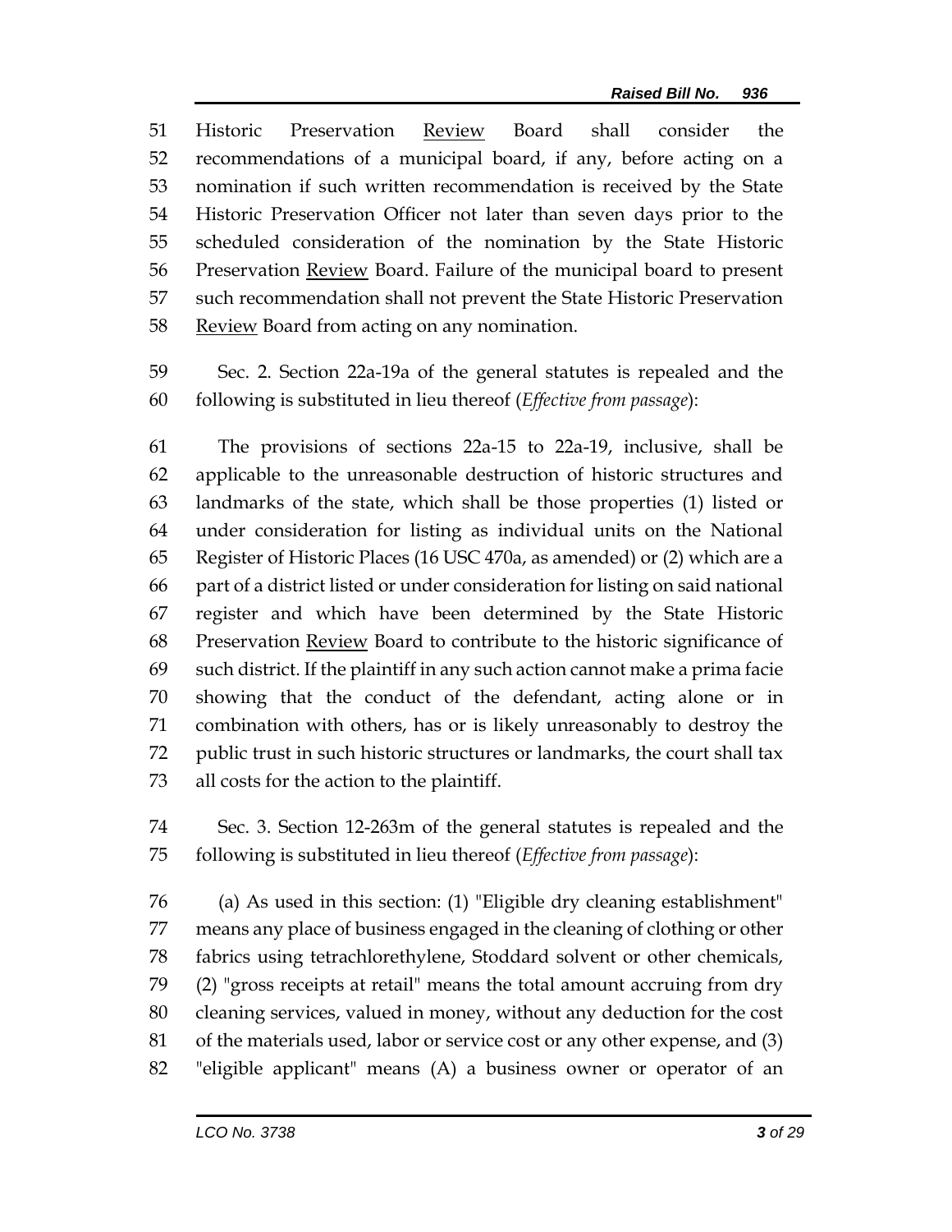51 Historic Preservation <u>Review</u> Board shall consider the
52 recommendations of a municipal board, if any, before acting on a
53 nomination if such written recommendation is received by the State
54 Historic Preservation Officer not later than seven days prior to the
55 scheduled consideration of the nomination by the State Historic
56 Preservation <u>Review</u> Board. Failure of the municipal board to present
57 such recommendation shall not prevent the State Historic Preservation
58 <u>Review</u> Board from acting on any nomination.

59 Sec. 2. Section 22a-19a of the general statutes is repealed and the
60 following is substituted in lieu thereof (*Effective from passage*):

61 The provisions of sections 22a-15 to 22a-19, inclusive, shall be
62 applicable to the unreasonable destruction of historic structures and
63 landmarks of the state, which shall be those properties (1) listed or
64 under consideration for listing as individual units on the National
65 Register of Historic Places (16 USC 470a, as amended) or (2) which are a
66 part of a district listed or under consideration for listing on said national
67 register and which have been determined by the State Historic
68 Preservation <u>Review</u> Board to contribute to the historic significance of
69 such district. If the plaintiff in any such action cannot make a prima facie
70 showing that the conduct of the defendant, acting alone or in
71 combination with others, has or is likely unreasonably to destroy the
72 public trust in such historic structures or landmarks, the court shall tax
73 all costs for the action to the plaintiff.

74 Sec. 3. Section 12-263m of the general statutes is repealed and the
75 following is substituted in lieu thereof (*Effective from passage*):

76 (a) As used in this section: (1) "Eligible dry cleaning establishment"
77 means any place of business engaged in the cleaning of clothing or other
78 fabrics using tetrachlorethylene, Stoddard solvent or other chemicals,
79 (2) "gross receipts at retail" means the total amount accruing from dry
80 cleaning services, valued in money, without any deduction for the cost
81 of the materials used, labor or service cost or any other expense, and (3)
82 "eligible applicant" means (A) a business owner or operator of an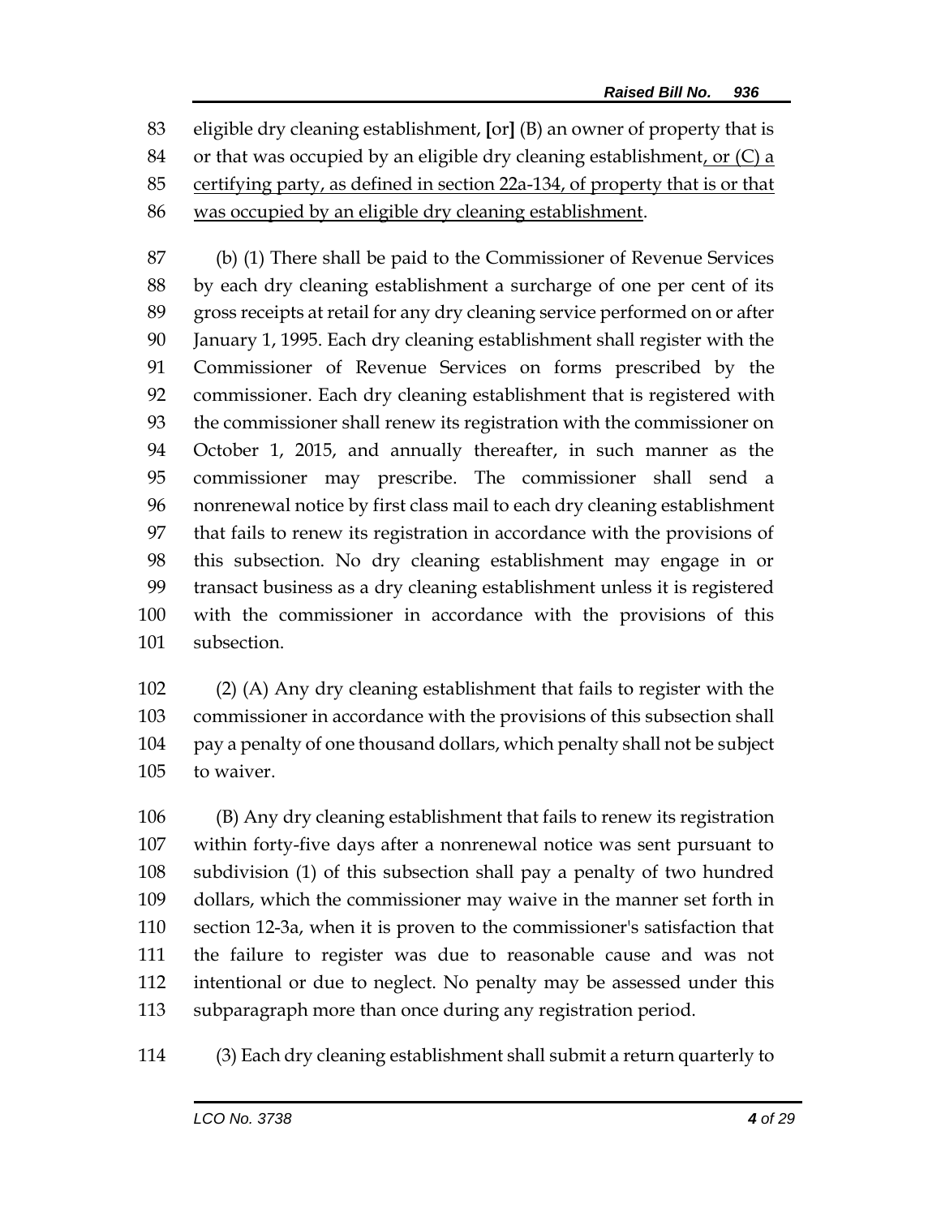eligible dry cleaning establishment, [or] (B) an owner of property that is or that was occupied by an eligible dry cleaning establishment, or (C) a certifying party, as defined in section 22a-134, of property that is or that was occupied by an eligible dry cleaning establishment.

(b) (1) There shall be paid to the Commissioner of Revenue Services by each dry cleaning establishment a surcharge of one per cent of its gross receipts at retail for any dry cleaning service performed on or after January 1, 1995. Each dry cleaning establishment shall register with the Commissioner of Revenue Services on forms prescribed by the commissioner. Each dry cleaning establishment that is registered with the commissioner shall renew its registration with the commissioner on October 1, 2015, and annually thereafter, in such manner as the commissioner may prescribe. The commissioner shall send a nonrenewal notice by first class mail to each dry cleaning establishment that fails to renew its registration in accordance with the provisions of this subsection. No dry cleaning establishment may engage in or transact business as a dry cleaning establishment unless it is registered with the commissioner in accordance with the provisions of this subsection.

(2) (A) Any dry cleaning establishment that fails to register with the commissioner in accordance with the provisions of this subsection shall pay a penalty of one thousand dollars, which penalty shall not be subject to waiver.

(B) Any dry cleaning establishment that fails to renew its registration within forty-five days after a nonrenewal notice was sent pursuant to subdivision (1) of this subsection shall pay a penalty of two hundred dollars, which the commissioner may waive in the manner set forth in section 12-3a, when it is proven to the commissioner's satisfaction that the failure to register was due to reasonable cause and was not intentional or due to neglect. No penalty may be assessed under this subparagraph more than once during any registration period.

(3) Each dry cleaning establishment shall submit a return quarterly to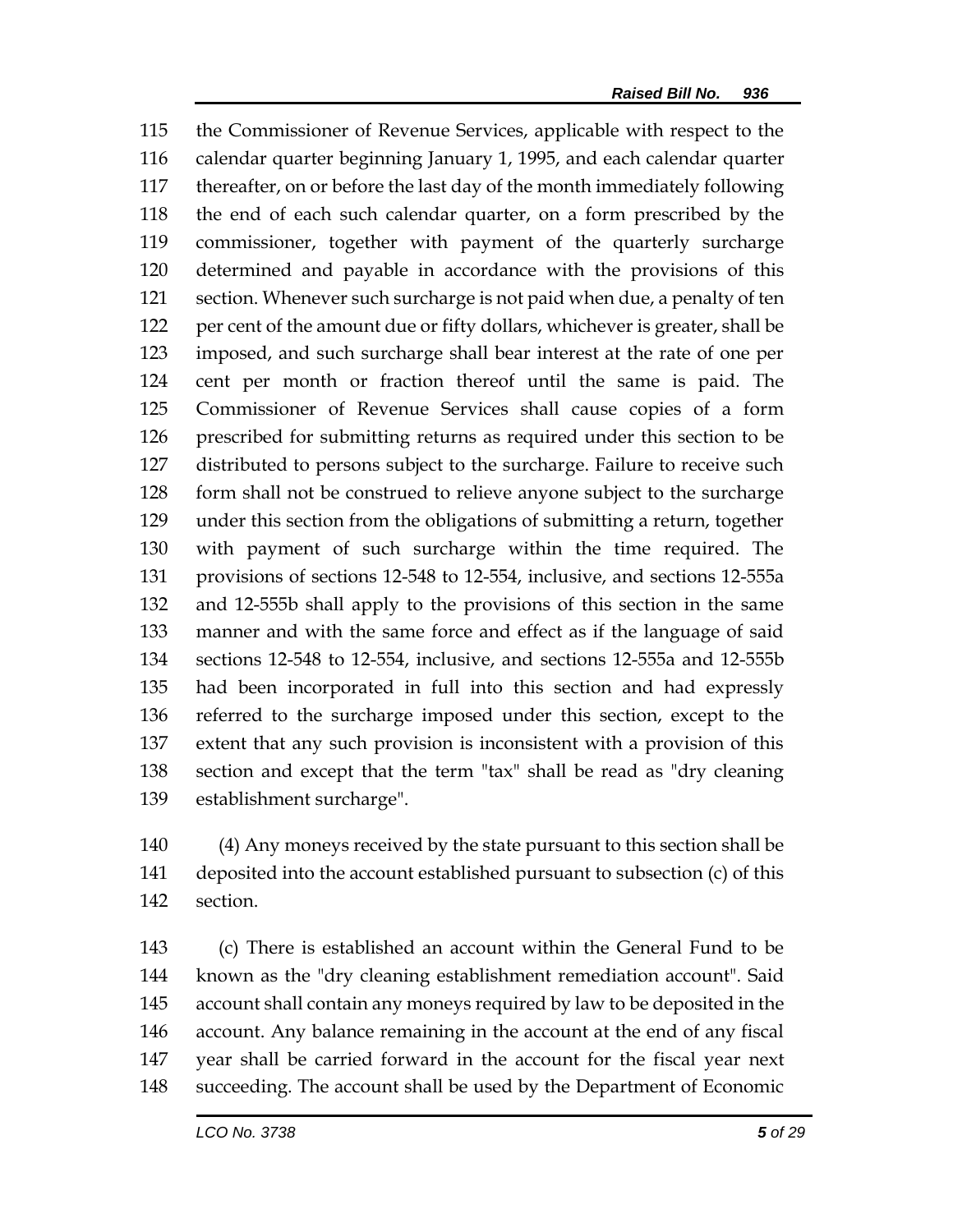the Commissioner of Revenue Services, applicable with respect to the calendar quarter beginning January 1, 1995, and each calendar quarter thereafter, on or before the last day of the month immediately following the end of each such calendar quarter, on a form prescribed by the commissioner, together with payment of the quarterly surcharge determined and payable in accordance with the provisions of this section. Whenever such surcharge is not paid when due, a penalty of ten per cent of the amount due or fifty dollars, whichever is greater, shall be imposed, and such surcharge shall bear interest at the rate of one per cent per month or fraction thereof until the same is paid. The Commissioner of Revenue Services shall cause copies of a form prescribed for submitting returns as required under this section to be distributed to persons subject to the surcharge. Failure to receive such form shall not be construed to relieve anyone subject to the surcharge under this section from the obligations of submitting a return, together with payment of such surcharge within the time required. The provisions of sections 12-548 to 12-554, inclusive, and sections 12-555a and 12-555b shall apply to the provisions of this section in the same manner and with the same force and effect as if the language of said sections 12-548 to 12-554, inclusive, and sections 12-555a and 12-555b had been incorporated in full into this section and had expressly referred to the surcharge imposed under this section, except to the extent that any such provision is inconsistent with a provision of this section and except that the term "tax" shall be read as "dry cleaning establishment surcharge".

(4) Any moneys received by the state pursuant to this section shall be deposited into the account established pursuant to subsection (c) of this section.

(c) There is established an account within the General Fund to be known as the "dry cleaning establishment remediation account". Said account shall contain any moneys required by law to be deposited in the account. Any balance remaining in the account at the end of any fiscal year shall be carried forward in the account for the fiscal year next succeeding. The account shall be used by the Department of Economic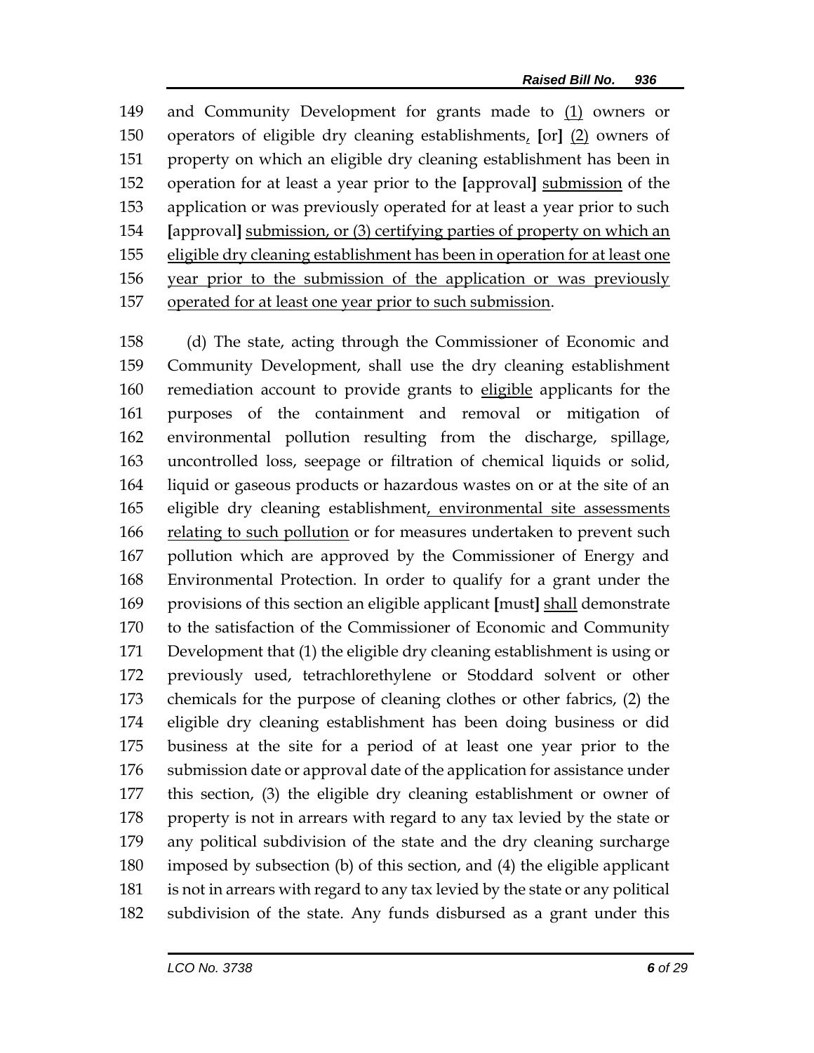149 and Community Development for grants made to (1) owners or
150 operators of eligible dry cleaning establishments, [or] (2) owners of
151 property on which an eligible dry cleaning establishment has been in
152 operation for at least a year prior to the [approval] submission of the
153 application or was previously operated for at least a year prior to such
154 [approval] submission, or (3) certifying parties of property on which an
155 eligible dry cleaning establishment has been in operation for at least one
156 year prior to the submission of the application or was previously
157 operated for at least one year prior to such submission.

158 (d) The state, acting through the Commissioner of Economic and
159 Community Development, shall use the dry cleaning establishment
160 remediation account to provide grants to eligible applicants for the
161 purposes of the containment and removal or mitigation of
162 environmental pollution resulting from the discharge, spillage,
163 uncontrolled loss, seepage or filtration of chemical liquids or solid,
164 liquid or gaseous products or hazardous wastes on or at the site of an
165 eligible dry cleaning establishment, environmental site assessments
166 relating to such pollution or for measures undertaken to prevent such
167 pollution which are approved by the Commissioner of Energy and
168 Environmental Protection. In order to qualify for a grant under the
169 provisions of this section an eligible applicant [must] shall demonstrate
170 to the satisfaction of the Commissioner of Economic and Community
171 Development that (1) the eligible dry cleaning establishment is using or
172 previously used, tetrachlorethylene or Stoddard solvent or other
173 chemicals for the purpose of cleaning clothes or other fabrics, (2) the
174 eligible dry cleaning establishment has been doing business or did
175 business at the site for a period of at least one year prior to the
176 submission date or approval date of the application for assistance under
177 this section, (3) the eligible dry cleaning establishment or owner of
178 property is not in arrears with regard to any tax levied by the state or
179 any political subdivision of the state and the dry cleaning surcharge
180 imposed by subsection (b) of this section, and (4) the eligible applicant
181 is not in arrears with regard to any tax levied by the state or any political
182 subdivision of the state. Any funds disbursed as a grant under this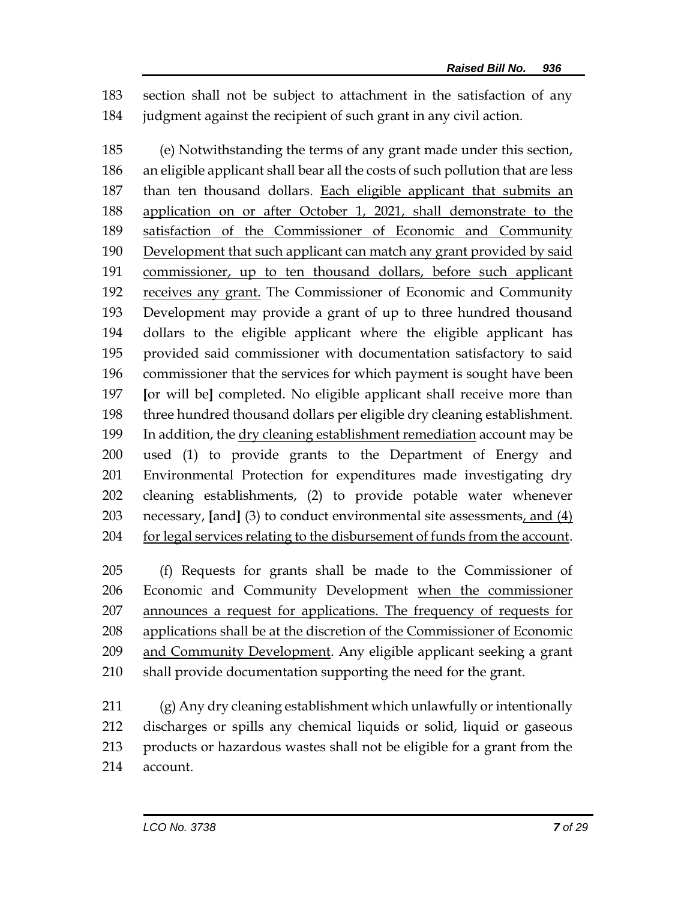section shall not be subject to attachment in the satisfaction of any judgment against the recipient of such grant in any civil action.

(e) Notwithstanding the terms of any grant made under this section, an eligible applicant shall bear all the costs of such pollution that are less than ten thousand dollars. Each eligible applicant that submits an application on or after October 1, 2021, shall demonstrate to the satisfaction of the Commissioner of Economic and Community Development that such applicant can match any grant provided by said commissioner, up to ten thousand dollars, before such applicant receives any grant. The Commissioner of Economic and Community Development may provide a grant of up to three hundred thousand dollars to the eligible applicant where the eligible applicant has provided said commissioner with documentation satisfactory to said commissioner that the services for which payment is sought have been [or will be] completed. No eligible applicant shall receive more than three hundred thousand dollars per eligible dry cleaning establishment. In addition, the dry cleaning establishment remediation account may be used (1) to provide grants to the Department of Energy and Environmental Protection for expenditures made investigating dry cleaning establishments, (2) to provide potable water whenever necessary, [and] (3) to conduct environmental site assessments, and (4) for legal services relating to the disbursement of funds from the account.

(f) Requests for grants shall be made to the Commissioner of Economic and Community Development when the commissioner announces a request for applications. The frequency of requests for applications shall be at the discretion of the Commissioner of Economic and Community Development. Any eligible applicant seeking a grant shall provide documentation supporting the need for the grant.

(g) Any dry cleaning establishment which unlawfully or intentionally discharges or spills any chemical liquids or solid, liquid or gaseous products or hazardous wastes shall not be eligible for a grant from the account.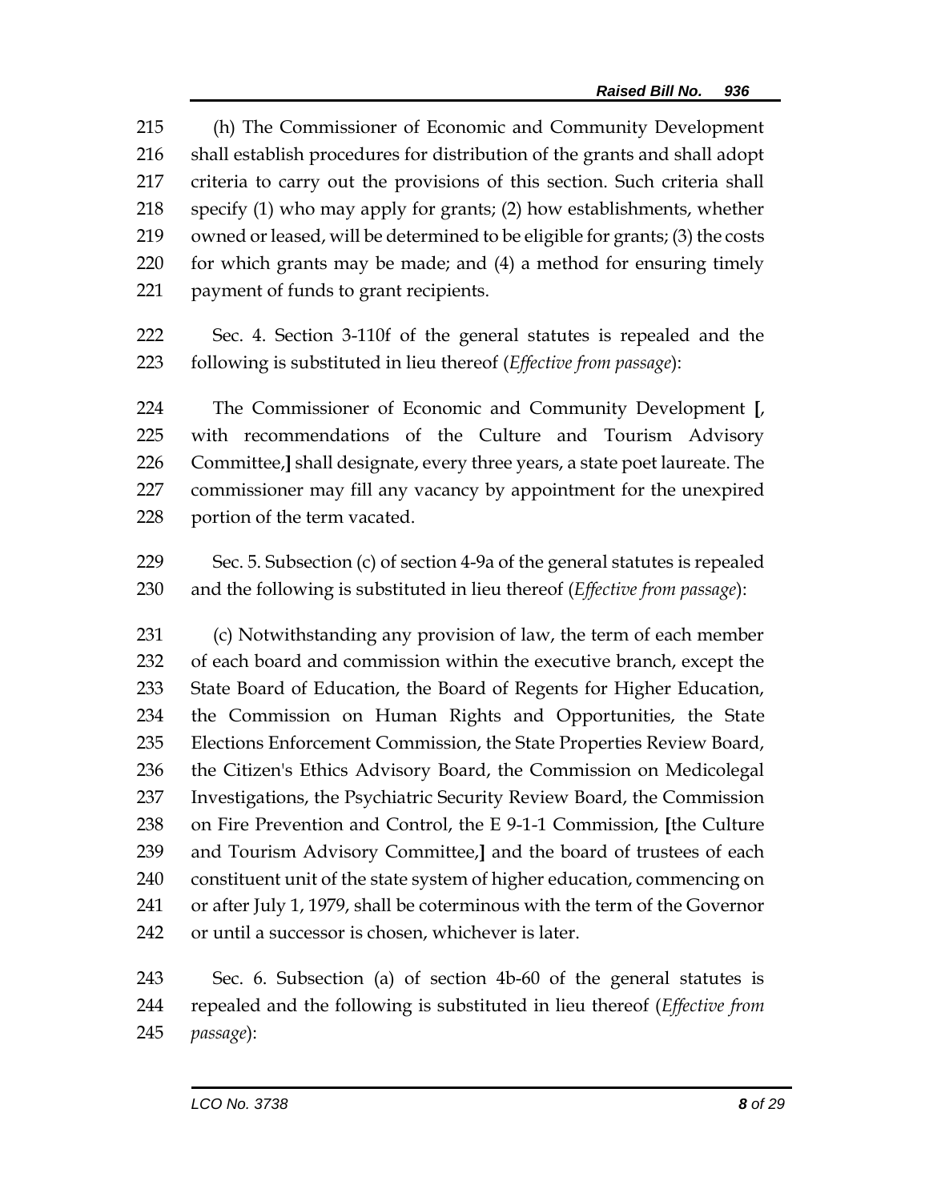(h) The Commissioner of Economic and Community Development shall establish procedures for distribution of the grants and shall adopt criteria to carry out the provisions of this section. Such criteria shall specify (1) who may apply for grants; (2) how establishments, whether owned or leased, will be determined to be eligible for grants; (3) the costs for which grants may be made; and (4) a method for ensuring timely payment of funds to grant recipients.

Sec. 4. Section 3-110f of the general statutes is repealed and the following is substituted in lieu thereof (*Effective from passage*):

The Commissioner of Economic and Community Development **[**, with recommendations of the Culture and Tourism Advisory Committee,**]** shall designate, every three years, a state poet laureate. The commissioner may fill any vacancy by appointment for the unexpired portion of the term vacated.

Sec. 5. Subsection (c) of section 4-9a of the general statutes is repealed and the following is substituted in lieu thereof (*Effective from passage*):

(c) Notwithstanding any provision of law, the term of each member of each board and commission within the executive branch, except the State Board of Education, the Board of Regents for Higher Education, the Commission on Human Rights and Opportunities, the State Elections Enforcement Commission, the State Properties Review Board, the Citizen's Ethics Advisory Board, the Commission on Medicolegal Investigations, the Psychiatric Security Review Board, the Commission on Fire Prevention and Control, the E 9-1-1 Commission, **[**the Culture and Tourism Advisory Committee,**]** and the board of trustees of each constituent unit of the state system of higher education, commencing on or after July 1, 1979, shall be coterminous with the term of the Governor or until a successor is chosen, whichever is later.

Sec. 6. Subsection (a) of section 4b-60 of the general statutes is repealed and the following is substituted in lieu thereof (*Effective from passage*):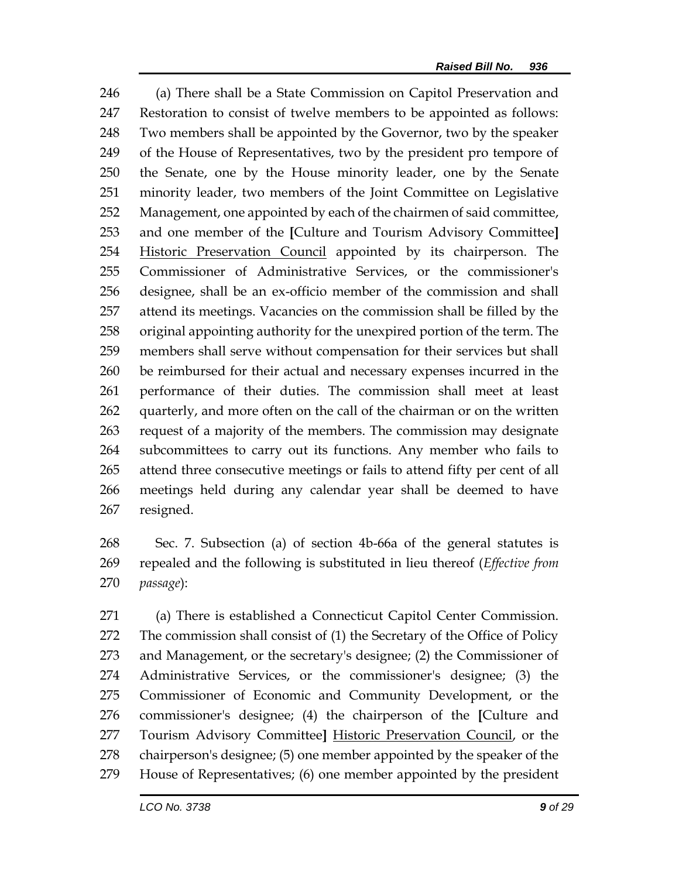(a) There shall be a State Commission on Capitol Preservation and Restoration to consist of twelve members to be appointed as follows: Two members shall be appointed by the Governor, two by the speaker of the House of Representatives, two by the president pro tempore of the Senate, one by the House minority leader, one by the Senate minority leader, two members of the Joint Committee on Legislative Management, one appointed by each of the chairmen of said committee, and one member of the **[**Culture and Tourism Advisory Committee**]** <u>Historic Preservation Council</u> appointed by its chairperson. The Commissioner of Administrative Services, or the commissioner's designee, shall be an ex-officio member of the commission and shall attend its meetings. Vacancies on the commission shall be filled by the original appointing authority for the unexpired portion of the term. The members shall serve without compensation for their services but shall be reimbursed for their actual and necessary expenses incurred in the performance of their duties. The commission shall meet at least quarterly, and more often on the call of the chairman or on the written request of a majority of the members. The commission may designate subcommittees to carry out its functions. Any member who fails to attend three consecutive meetings or fails to attend fifty per cent of all meetings held during any calendar year shall be deemed to have resigned.

Sec. 7. Subsection (a) of section 4b-66a of the general statutes is repealed and the following is substituted in lieu thereof (*Effective from passage*):

(a) There is established a Connecticut Capitol Center Commission. The commission shall consist of (1) the Secretary of the Office of Policy and Management, or the secretary's designee; (2) the Commissioner of Administrative Services, or the commissioner's designee; (3) the Commissioner of Economic and Community Development, or the commissioner's designee; (4) the chairperson of the **[**Culture and Tourism Advisory Committee**]** <u>Historic Preservation Council</u>, or the chairperson's designee; (5) one member appointed by the speaker of the House of Representatives; (6) one member appointed by the president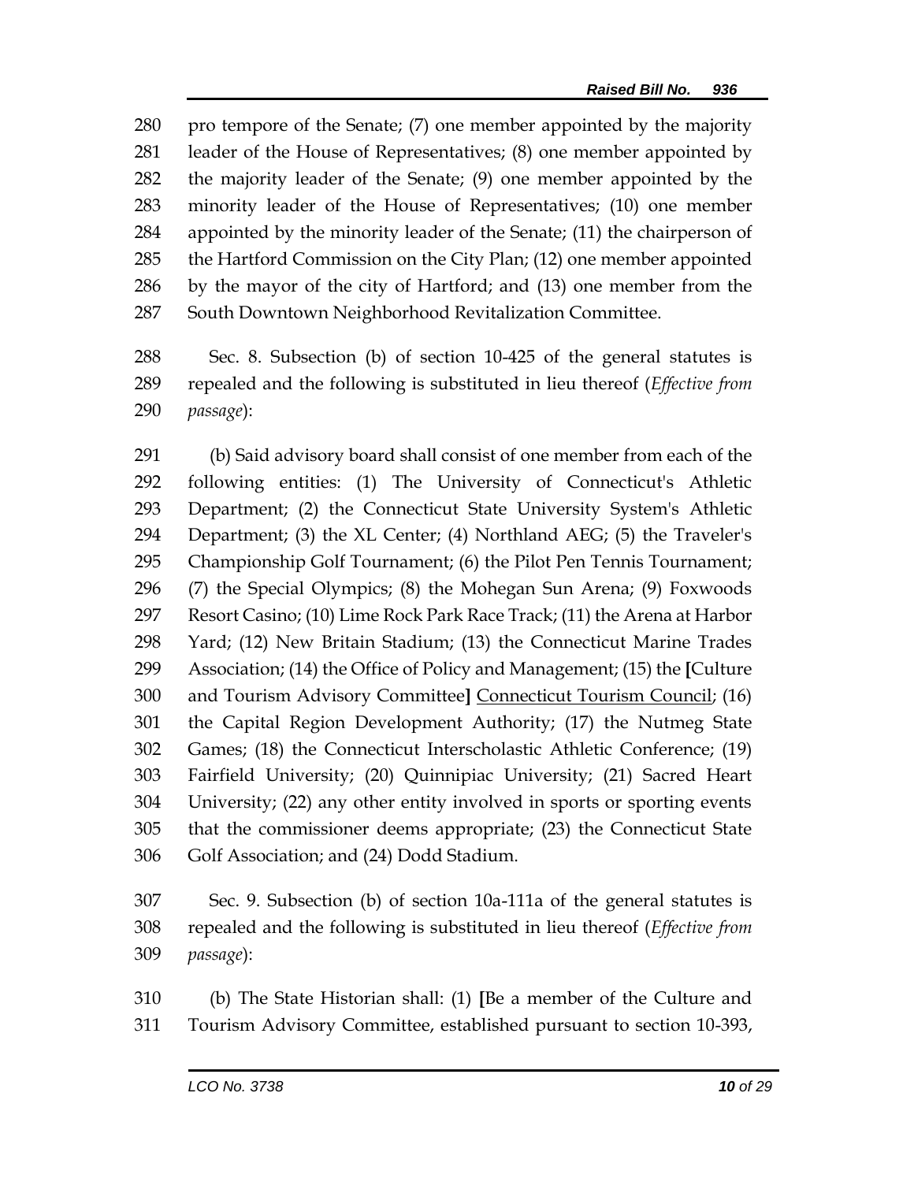pro tempore of the Senate; (7) one member appointed by the majority leader of the House of Representatives; (8) one member appointed by the majority leader of the Senate; (9) one member appointed by the minority leader of the House of Representatives; (10) one member appointed by the minority leader of the Senate; (11) the chairperson of the Hartford Commission on the City Plan; (12) one member appointed by the mayor of the city of Hartford; and (13) one member from the South Downtown Neighborhood Revitalization Committee.

Sec. 8. Subsection (b) of section 10-425 of the general statutes is repealed and the following is substituted in lieu thereof (*Effective from passage*):

(b) Said advisory board shall consist of one member from each of the following entities: (1) The University of Connecticut's Athletic Department; (2) the Connecticut State University System's Athletic Department; (3) the XL Center; (4) Northland AEG; (5) the Traveler's Championship Golf Tournament; (6) the Pilot Pen Tennis Tournament; (7) the Special Olympics; (8) the Mohegan Sun Arena; (9) Foxwoods Resort Casino; (10) Lime Rock Park Race Track; (11) the Arena at Harbor Yard; (12) New Britain Stadium; (13) the Connecticut Marine Trades Association; (14) the Office of Policy and Management; (15) the **[**Culture and Tourism Advisory Committee**]** <u>Connecticut Tourism Council</u>; (16) the Capital Region Development Authority; (17) the Nutmeg State Games; (18) the Connecticut Interscholastic Athletic Conference; (19) Fairfield University; (20) Quinnipiac University; (21) Sacred Heart University; (22) any other entity involved in sports or sporting events that the commissioner deems appropriate; (23) the Connecticut State Golf Association; and (24) Dodd Stadium.

Sec. 9. Subsection (b) of section 10a-111a of the general statutes is repealed and the following is substituted in lieu thereof (*Effective from passage*):

(b) The State Historian shall: (1) **[**Be a member of the Culture and Tourism Advisory Committee, established pursuant to section 10-393,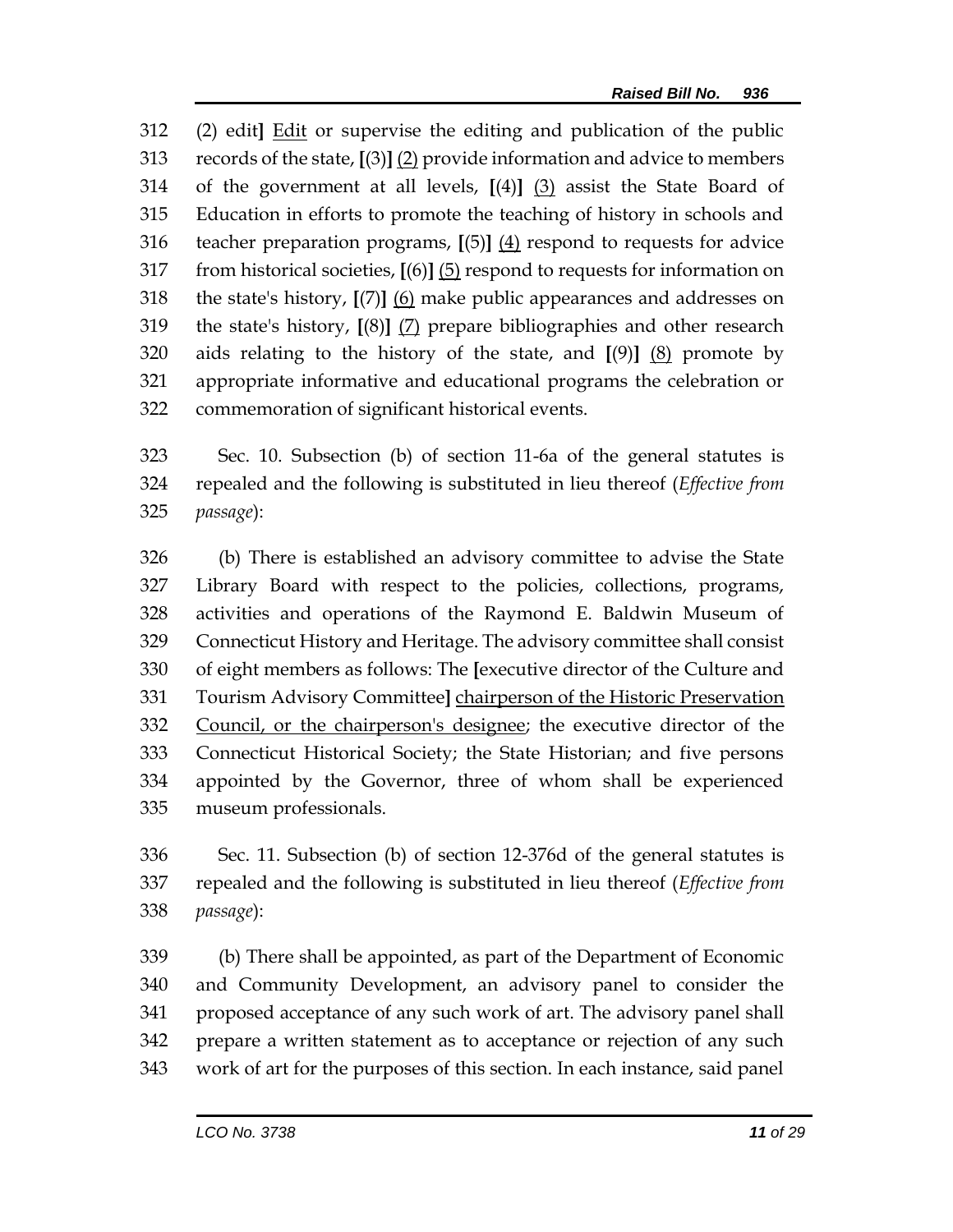312 (2) edit] <u>Edit</u> or supervise the editing and publication of the public
313 records of the state, [(3)] <u>(2)</u> provide information and advice to members
314 of the government at all levels, [(4)] <u>(3)</u> assist the State Board of
315 Education in efforts to promote the teaching of history in schools and
316 teacher preparation programs, [(5)] <u>(4)</u> respond to requests for advice
317 from historical societies, [(6)] <u>(5)</u> respond to requests for information on
318 the state's history, [(7)] <u>(6)</u> make public appearances and addresses on
319 the state's history, [(8)] <u>(7)</u> prepare bibliographies and other research
320 aids relating to the history of the state, and [(9)] <u>(8)</u> promote by
321 appropriate informative and educational programs the celebration or
322 commemoration of significant historical events.

323 Sec. 10. Subsection (b) of section 11-6a of the general statutes is
324 repealed and the following is substituted in lieu thereof (*Effective from*
325 *passage*):

326 (b) There is established an advisory committee to advise the State
327 Library Board with respect to the policies, collections, programs,
328 activities and operations of the Raymond E. Baldwin Museum of
329 Connecticut History and Heritage. The advisory committee shall consist
330 of eight members as follows: The [executive director of the Culture and
331 Tourism Advisory Committee] <u>chairperson of the Historic Preservation</u>
332 <u>Council, or the chairperson's designee</u>; the executive director of the
333 Connecticut Historical Society; the State Historian; and five persons
334 appointed by the Governor, three of whom shall be experienced
335 museum professionals.

336 Sec. 11. Subsection (b) of section 12-376d of the general statutes is
337 repealed and the following is substituted in lieu thereof (*Effective from*
338 *passage*):

339 (b) There shall be appointed, as part of the Department of Economic
340 and Community Development, an advisory panel to consider the
341 proposed acceptance of any such work of art. The advisory panel shall
342 prepare a written statement as to acceptance or rejection of any such
343 work of art for the purposes of this section. In each instance, said panel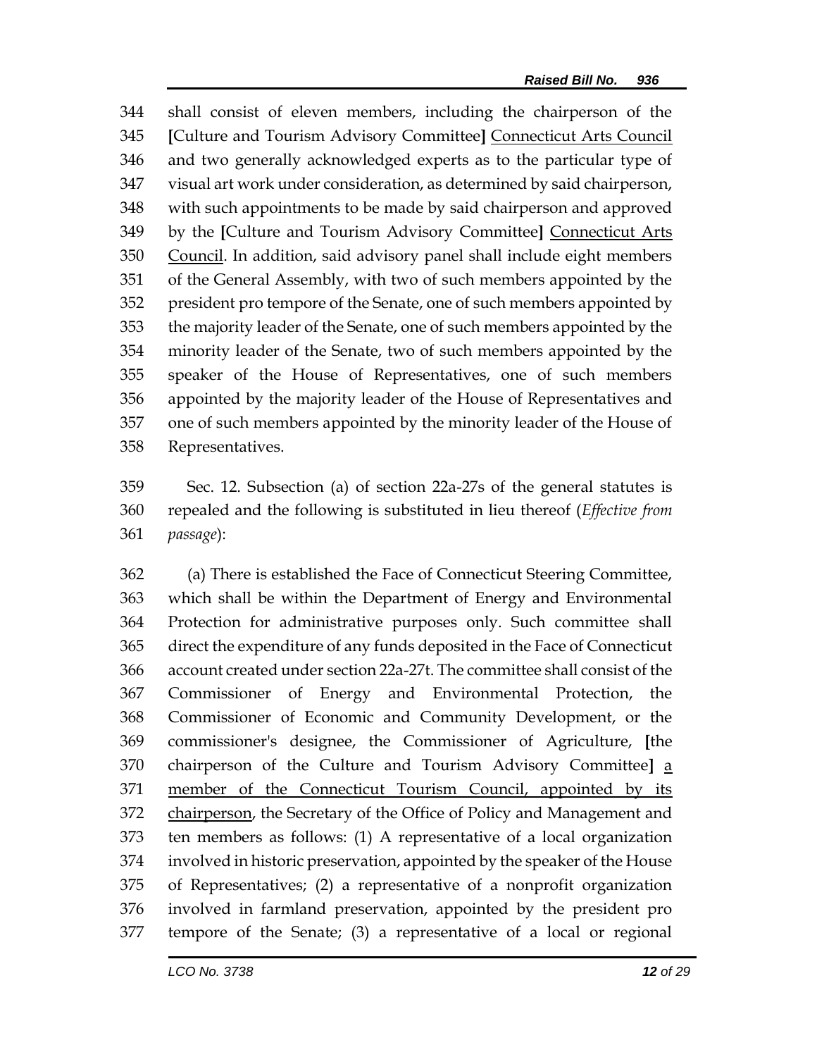344 shall consist of eleven members, including the chairperson of the
345 [Culture and Tourism Advisory Committee] <u>Connecticut Arts Council</u>
346 and two generally acknowledged experts as to the particular type of
347 visual art work under consideration, as determined by said chairperson,
348 with such appointments to be made by said chairperson and approved
349 by the [Culture and Tourism Advisory Committee] <u>Connecticut Arts</u>
350 <u>Council</u>. In addition, said advisory panel shall include eight members
351 of the General Assembly, with two of such members appointed by the
352 president pro tempore of the Senate, one of such members appointed by
353 the majority leader of the Senate, one of such members appointed by the
354 minority leader of the Senate, two of such members appointed by the
355 speaker of the House of Representatives, one of such members
356 appointed by the majority leader of the House of Representatives and
357 one of such members appointed by the minority leader of the House of
358 Representatives.

359 Sec. 12. Subsection (a) of section 22a-27s of the general statutes is
360 repealed and the following is substituted in lieu thereof (*Effective from*
361 *passage*):

362 (a) There is established the Face of Connecticut Steering Committee,
363 which shall be within the Department of Energy and Environmental
364 Protection for administrative purposes only. Such committee shall
365 direct the expenditure of any funds deposited in the Face of Connecticut
366 account created under section 22a-27t. The committee shall consist of the
367 Commissioner of Energy and Environmental Protection, the
368 Commissioner of Economic and Community Development, or the
369 commissioner's designee, the Commissioner of Agriculture, [the
370 chairperson of the Culture and Tourism Advisory Committee] <u>a</u>
371 <u>member of the Connecticut Tourism Council, appointed by its</u>
372 <u>chairperson</u>, the Secretary of the Office of Policy and Management and
373 ten members as follows: (1) A representative of a local organization
374 involved in historic preservation, appointed by the speaker of the House
375 of Representatives; (2) a representative of a nonprofit organization
376 involved in farmland preservation, appointed by the president pro
377 tempore of the Senate; (3) a representative of a local or regional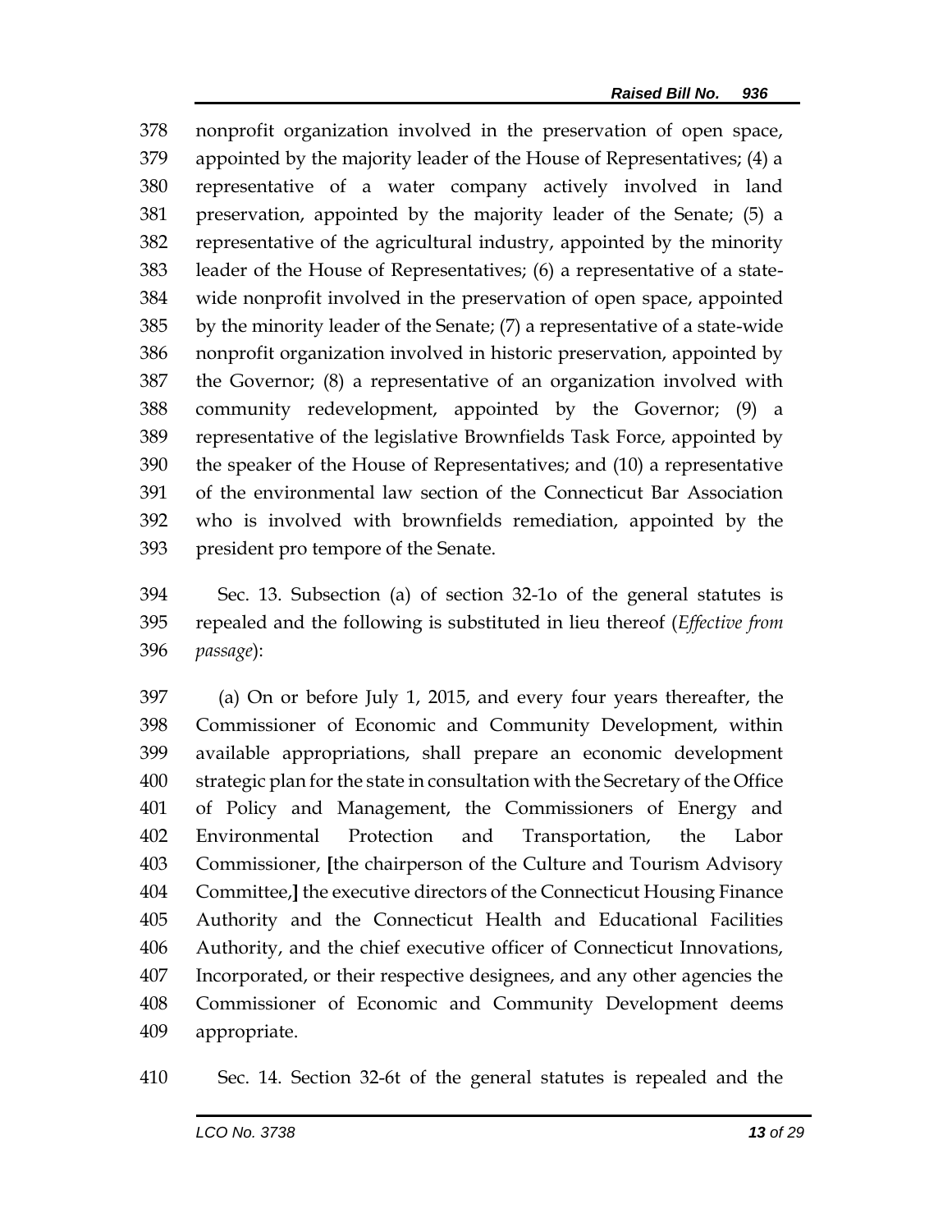nonprofit organization involved in the preservation of open space, appointed by the majority leader of the House of Representatives; (4) a representative of a water company actively involved in land preservation, appointed by the majority leader of the Senate; (5) a representative of the agricultural industry, appointed by the minority leader of the House of Representatives; (6) a representative of a state-wide nonprofit involved in the preservation of open space, appointed by the minority leader of the Senate; (7) a representative of a state-wide nonprofit organization involved in historic preservation, appointed by the Governor; (8) a representative of an organization involved with community redevelopment, appointed by the Governor; (9) a representative of the legislative Brownfields Task Force, appointed by the speaker of the House of Representatives; and (10) a representative of the environmental law section of the Connecticut Bar Association who is involved with brownfields remediation, appointed by the president pro tempore of the Senate.

Sec. 13. Subsection (a) of section 32-1o of the general statutes is repealed and the following is substituted in lieu thereof (*Effective from passage*):

(a) On or before July 1, 2015, and every four years thereafter, the Commissioner of Economic and Community Development, within available appropriations, shall prepare an economic development strategic plan for the state in consultation with the Secretary of the Office of Policy and Management, the Commissioners of Energy and Environmental Protection and Transportation, the Labor Commissioner, **[**the chairperson of the Culture and Tourism Advisory Committee,**]** the executive directors of the Connecticut Housing Finance Authority and the Connecticut Health and Educational Facilities Authority, and the chief executive officer of Connecticut Innovations, Incorporated, or their respective designees, and any other agencies the Commissioner of Economic and Community Development deems appropriate.

Sec. 14. Section 32-6t of the general statutes is repealed and the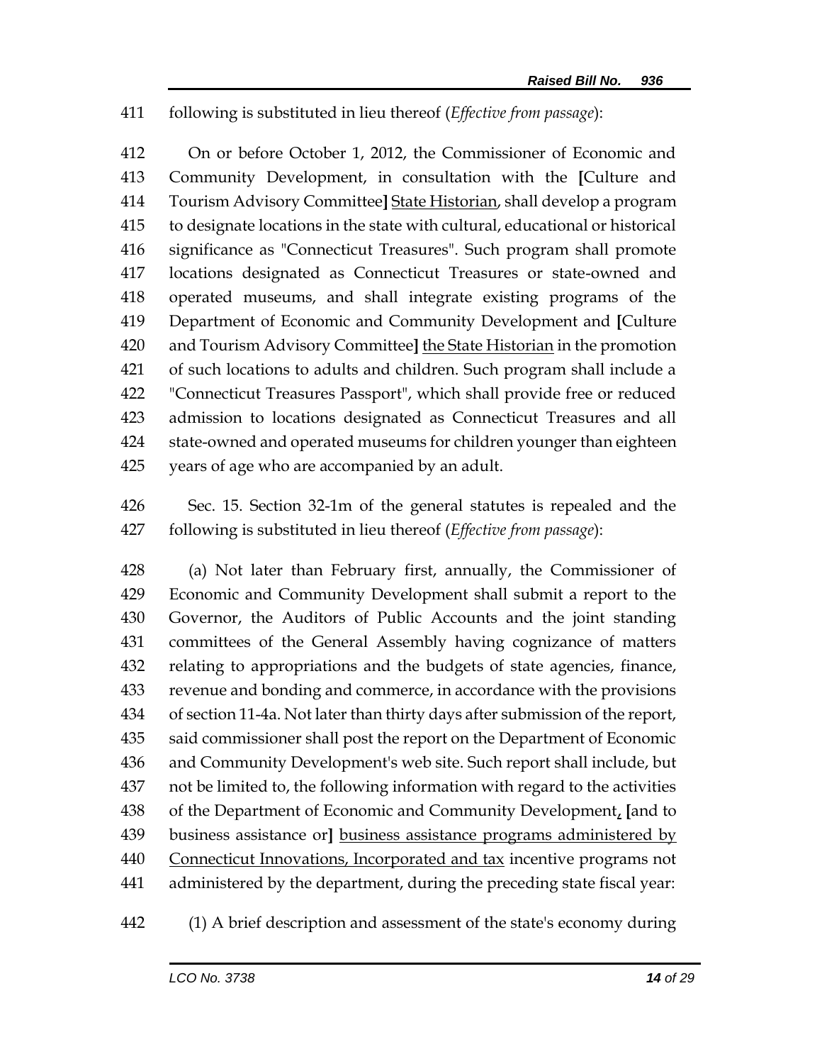411 following is substituted in lieu thereof (*Effective from passage*):

412 On or before October 1, 2012, the Commissioner of Economic and
413 Community Development, in consultation with the **[**Culture and
414 Tourism Advisory Committee**]** <u>State Historian</u>, shall develop a program
415 to designate locations in the state with cultural, educational or historical
416 significance as "Connecticut Treasures". Such program shall promote
417 locations designated as Connecticut Treasures or state-owned and
418 operated museums, and shall integrate existing programs of the
419 Department of Economic and Community Development and **[**Culture
420 and Tourism Advisory Committee**]** <u>the State Historian</u> in the promotion
421 of such locations to adults and children. Such program shall include a
422 "Connecticut Treasures Passport", which shall provide free or reduced
423 admission to locations designated as Connecticut Treasures and all
424 state-owned and operated museums for children younger than eighteen
425 years of age who are accompanied by an adult.

426 Sec. 15. Section 32-1m of the general statutes is repealed and the
427 following is substituted in lieu thereof (*Effective from passage*):

428 (a) Not later than February first, annually, the Commissioner of
429 Economic and Community Development shall submit a report to the
430 Governor, the Auditors of Public Accounts and the joint standing
431 committees of the General Assembly having cognizance of matters
432 relating to appropriations and the budgets of state agencies, finance,
433 revenue and bonding and commerce, in accordance with the provisions
434 of section 11-4a. Not later than thirty days after submission of the report,
435 said commissioner shall post the report on the Department of Economic
436 and Community Development's web site. Such report shall include, but
437 not be limited to, the following information with regard to the activities
438 of the Department of Economic and Community Development<u>,</u> **[**and to
439 business assistance or**]** <u>business assistance programs administered by</u>
440 <u>Connecticut Innovations, Incorporated and tax</u> incentive programs not
441 administered by the department, during the preceding state fiscal year:

442 (1) A brief description and assessment of the state's economy during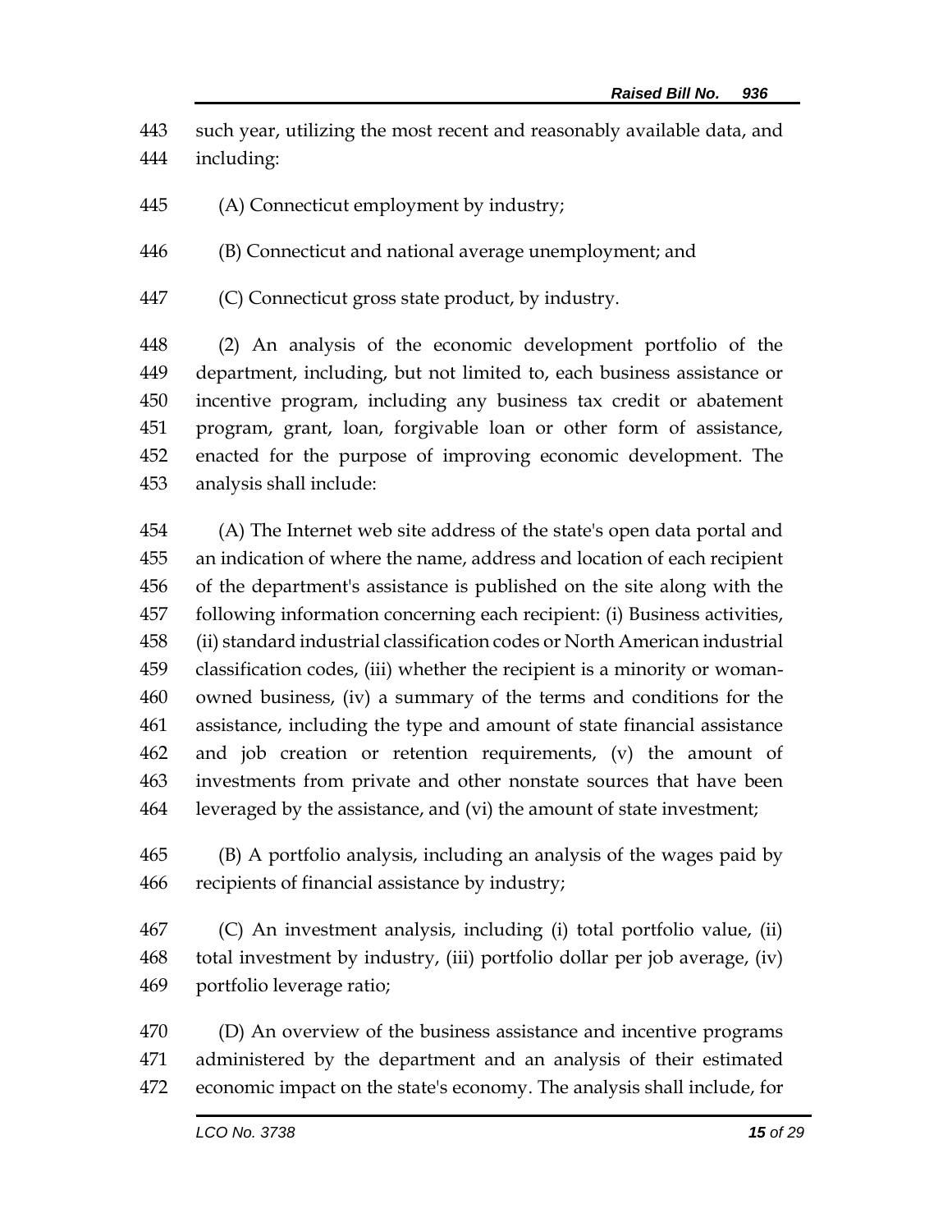such year, utilizing the most recent and reasonably available data, and including:

(A) Connecticut employment by industry;

(B) Connecticut and national average unemployment; and

(C) Connecticut gross state product, by industry.

(2) An analysis of the economic development portfolio of the department, including, but not limited to, each business assistance or incentive program, including any business tax credit or abatement program, grant, loan, forgivable loan or other form of assistance, enacted for the purpose of improving economic development. The analysis shall include:

(A) The Internet web site address of the state's open data portal and an indication of where the name, address and location of each recipient of the department's assistance is published on the site along with the following information concerning each recipient: (i) Business activities, (ii) standard industrial classification codes or North American industrial classification codes, (iii) whether the recipient is a minority or woman-owned business, (iv) a summary of the terms and conditions for the assistance, including the type and amount of state financial assistance and job creation or retention requirements, (v) the amount of investments from private and other nonstate sources that have been leveraged by the assistance, and (vi) the amount of state investment;

(B) A portfolio analysis, including an analysis of the wages paid by recipients of financial assistance by industry;

(C) An investment analysis, including (i) total portfolio value, (ii) total investment by industry, (iii) portfolio dollar per job average, (iv) portfolio leverage ratio;

(D) An overview of the business assistance and incentive programs administered by the department and an analysis of their estimated economic impact on the state's economy. The analysis shall include, for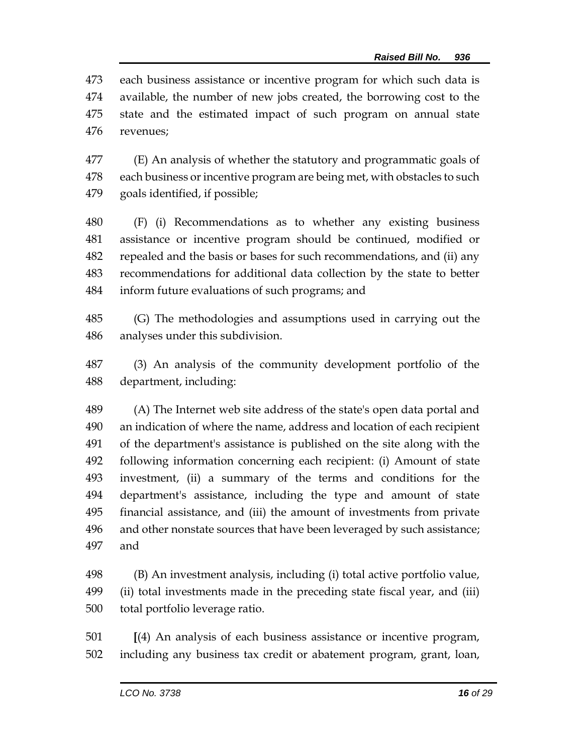each business assistance or incentive program for which such data is available, the number of new jobs created, the borrowing cost to the state and the estimated impact of such program on annual state revenues;

(E) An analysis of whether the statutory and programmatic goals of each business or incentive program are being met, with obstacles to such goals identified, if possible;

(F) (i) Recommendations as to whether any existing business assistance or incentive program should be continued, modified or repealed and the basis or bases for such recommendations, and (ii) any recommendations for additional data collection by the state to better inform future evaluations of such programs; and

(G) The methodologies and assumptions used in carrying out the analyses under this subdivision.

(3) An analysis of the community development portfolio of the department, including:

(A) The Internet web site address of the state's open data portal and an indication of where the name, address and location of each recipient of the department's assistance is published on the site along with the following information concerning each recipient: (i) Amount of state investment, (ii) a summary of the terms and conditions for the department's assistance, including the type and amount of state financial assistance, and (iii) the amount of investments from private and other nonstate sources that have been leveraged by such assistance; and

(B) An investment analysis, including (i) total active portfolio value, (ii) total investments made in the preceding state fiscal year, and (iii) total portfolio leverage ratio.

[(4) An analysis of each business assistance or incentive program, including any business tax credit or abatement program, grant, loan,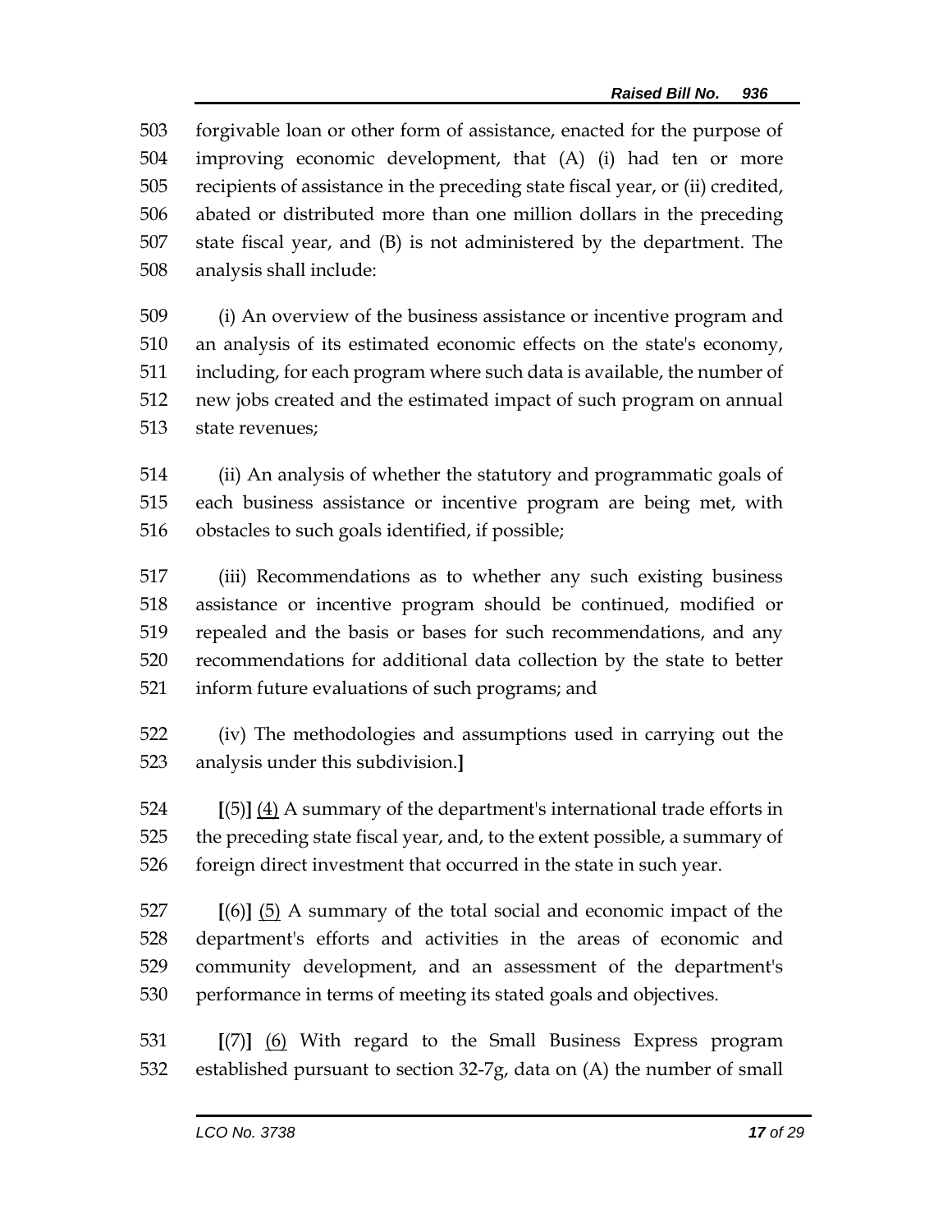forgivable loan or other form of assistance, enacted for the purpose of improving economic development, that (A) (i) had ten or more recipients of assistance in the preceding state fiscal year, or (ii) credited, abated or distributed more than one million dollars in the preceding state fiscal year, and (B) is not administered by the department. The analysis shall include:

(i) An overview of the business assistance or incentive program and an analysis of its estimated economic effects on the state's economy, including, for each program where such data is available, the number of new jobs created and the estimated impact of such program on annual state revenues;

(ii) An analysis of whether the statutory and programmatic goals of each business assistance or incentive program are being met, with obstacles to such goals identified, if possible;

(iii) Recommendations as to whether any such existing business assistance or incentive program should be continued, modified or repealed and the basis or bases for such recommendations, and any recommendations for additional data collection by the state to better inform future evaluations of such programs; and

(iv) The methodologies and assumptions used in carrying out the analysis under this subdivision.**]**

**[**(5)**]** (4) A summary of the department's international trade efforts in the preceding state fiscal year, and, to the extent possible, a summary of foreign direct investment that occurred in the state in such year.

**[**(6)**]** (5) A summary of the total social and economic impact of the department's efforts and activities in the areas of economic and community development, and an assessment of the department's performance in terms of meeting its stated goals and objectives.

**[**(7)**]** (6) With regard to the Small Business Express program established pursuant to section 32-7g, data on (A) the number of small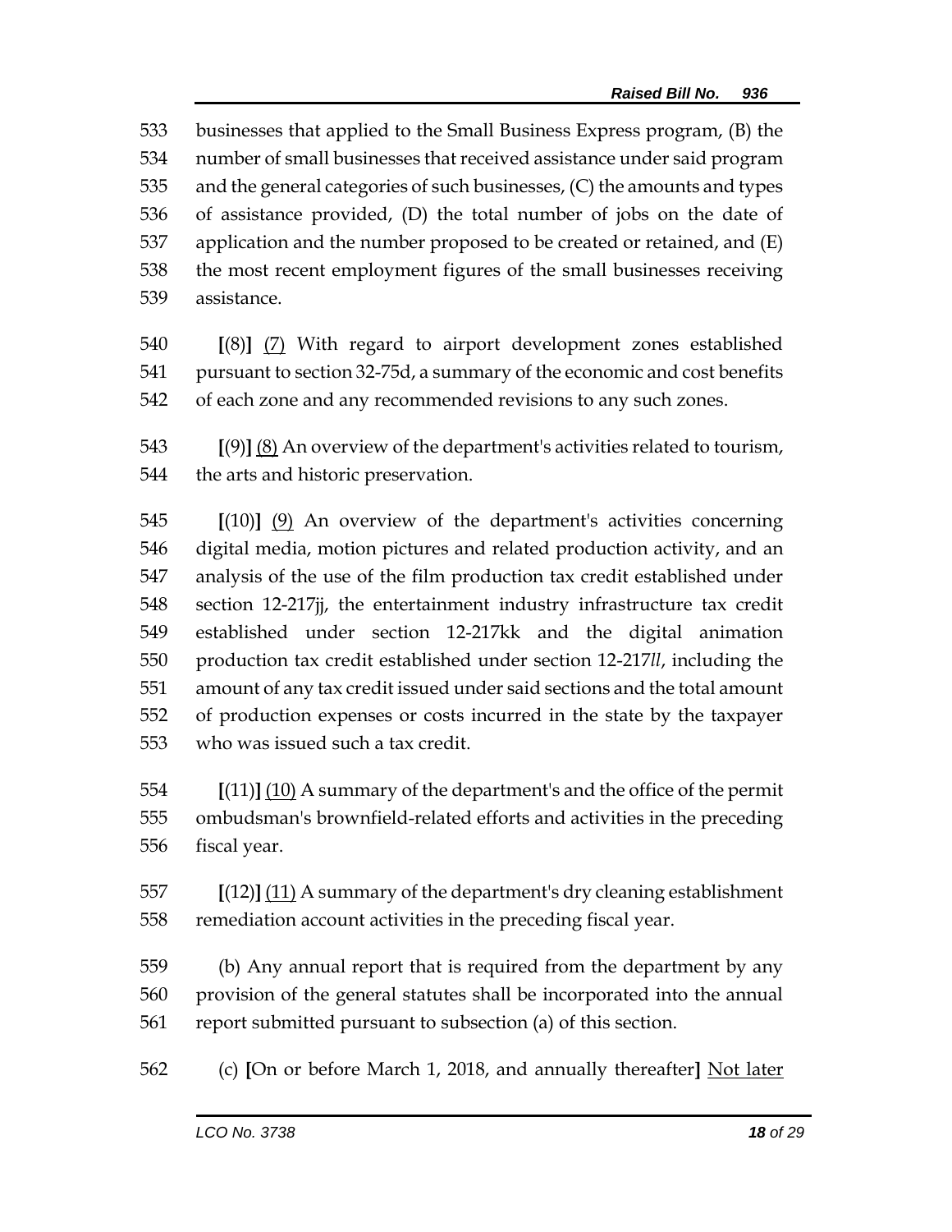businesses that applied to the Small Business Express program, (B) the number of small businesses that received assistance under said program and the general categories of such businesses, (C) the amounts and types of assistance provided, (D) the total number of jobs on the date of application and the number proposed to be created or retained, and (E) the most recent employment figures of the small businesses receiving assistance.

**[**(8)**]** <u>(7)</u> With regard to airport development zones established pursuant to section 32-75d, a summary of the economic and cost benefits of each zone and any recommended revisions to any such zones.

**[**(9)**]** <u>(8)</u> An overview of the department's activities related to tourism, the arts and historic preservation.

**[**(10)**]** <u>(9)</u> An overview of the department's activities concerning digital media, motion pictures and related production activity, and an analysis of the use of the film production tax credit established under section 12-217jj, the entertainment industry infrastructure tax credit established under section 12-217kk and the digital animation production tax credit established under section 12-217*ll*, including the amount of any tax credit issued under said sections and the total amount of production expenses or costs incurred in the state by the taxpayer who was issued such a tax credit.

**[**(11)**]** <u>(10)</u> A summary of the department's and the office of the permit ombudsman's brownfield-related efforts and activities in the preceding fiscal year.

**[**(12)**]** <u>(11)</u> A summary of the department's dry cleaning establishment remediation account activities in the preceding fiscal year.

(b) Any annual report that is required from the department by any provision of the general statutes shall be incorporated into the annual report submitted pursuant to subsection (a) of this section.

(c) **[**On or before March 1, 2018, and annually thereafter**]** <u>Not later</u>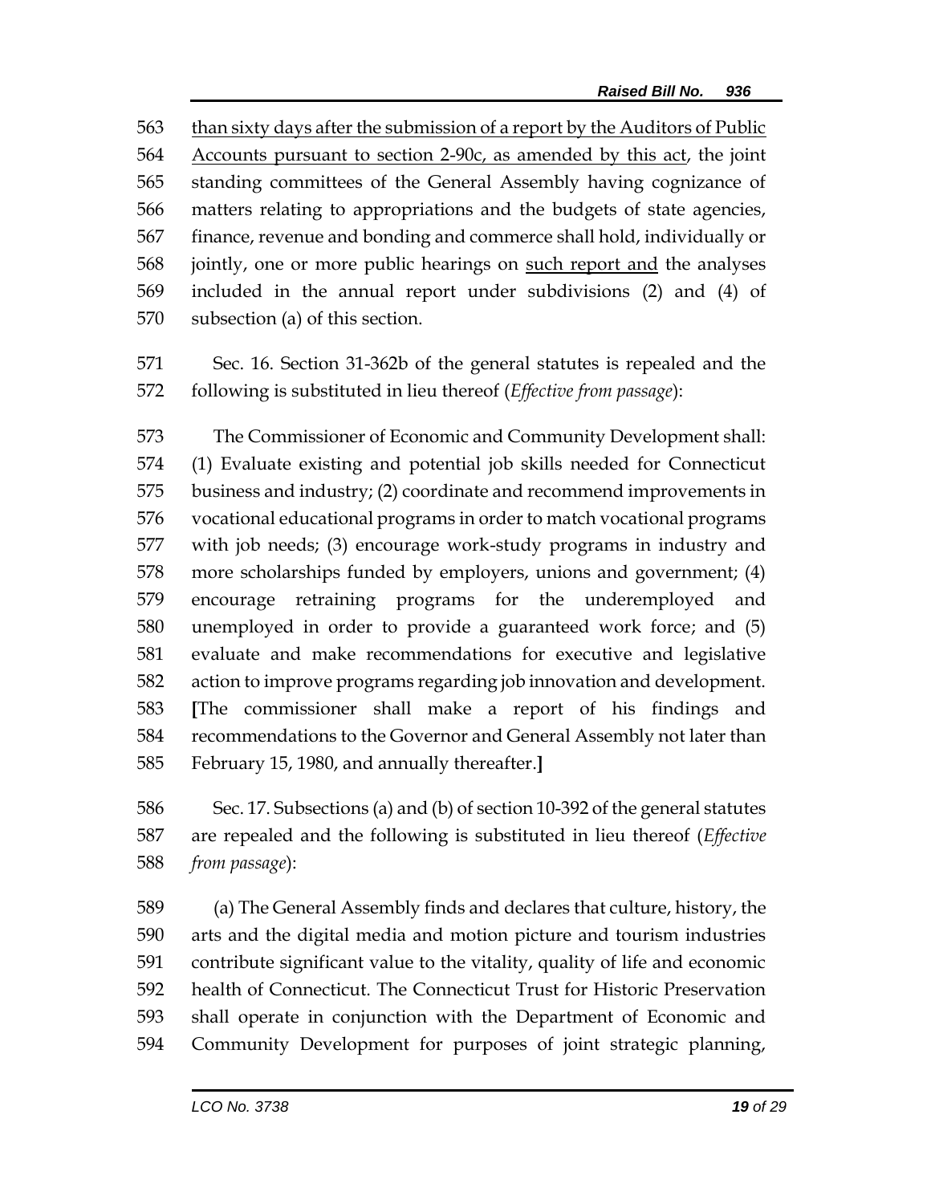563 than sixty days after the submission of a report by the Auditors of Public 564 Accounts pursuant to section 2-90c, as amended by this act, the joint 565 standing committees of the General Assembly having cognizance of 566 matters relating to appropriations and the budgets of state agencies, 567 finance, revenue and bonding and commerce shall hold, individually or 568 jointly, one or more public hearings on such report and the analyses 569 included in the annual report under subdivisions (2) and (4) of 570 subsection (a) of this section.

571 Sec. 16. Section 31-362b of the general statutes is repealed and the 572 following is substituted in lieu thereof (*Effective from passage*):

573 The Commissioner of Economic and Community Development shall: 574 (1) Evaluate existing and potential job skills needed for Connecticut 575 business and industry; (2) coordinate and recommend improvements in 576 vocational educational programs in order to match vocational programs 577 with job needs; (3) encourage work-study programs in industry and 578 more scholarships funded by employers, unions and government; (4) 579 encourage retraining programs for the underemployed and 580 unemployed in order to provide a guaranteed work force; and (5) 581 evaluate and make recommendations for executive and legislative 582 action to improve programs regarding job innovation and development. 583 **[**The commissioner shall make a report of his findings and 584 recommendations to the Governor and General Assembly not later than 585 February 15, 1980, and annually thereafter.**]**

586 Sec. 17. Subsections (a) and (b) of section 10-392 of the general statutes 587 are repealed and the following is substituted in lieu thereof (*Effective* 588 *from passage*):

589 (a) The General Assembly finds and declares that culture, history, the 590 arts and the digital media and motion picture and tourism industries 591 contribute significant value to the vitality, quality of life and economic 592 health of Connecticut. The Connecticut Trust for Historic Preservation 593 shall operate in conjunction with the Department of Economic and 594 Community Development for purposes of joint strategic planning,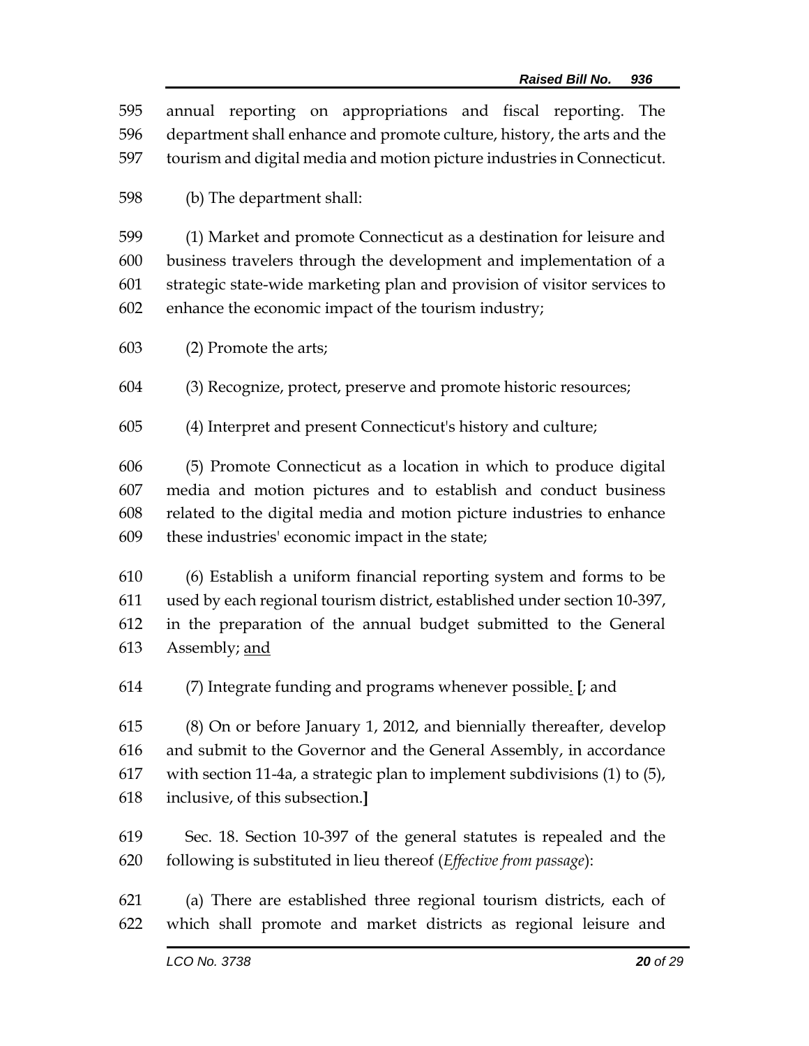595 annual reporting on appropriations and fiscal reporting. The
596 department shall enhance and promote culture, history, the arts and the
597 tourism and digital media and motion picture industries in Connecticut.

598 (b) The department shall:

599 (1) Market and promote Connecticut as a destination for leisure and
600 business travelers through the development and implementation of a
601 strategic state-wide marketing plan and provision of visitor services to
602 enhance the economic impact of the tourism industry;

603 (2) Promote the arts;

604 (3) Recognize, protect, preserve and promote historic resources;

605 (4) Interpret and present Connecticut's history and culture;

606 (5) Promote Connecticut as a location in which to produce digital
607 media and motion pictures and to establish and conduct business
608 related to the digital media and motion picture industries to enhance
609 these industries' economic impact in the state;

610 (6) Establish a uniform financial reporting system and forms to be
611 used by each regional tourism district, established under section 10-397,
612 in the preparation of the annual budget submitted to the General
613 Assembly; <u>and</u>

614 (7) Integrate funding and programs whenever possible<u>.</u> **[**; and

615 (8) On or before January 1, 2012, and biennially thereafter, develop
616 and submit to the Governor and the General Assembly, in accordance
617 with section 11-4a, a strategic plan to implement subdivisions (1) to (5),
618 inclusive, of this subsection.**]**

619 Sec. 18. Section 10-397 of the general statutes is repealed and the
620 following is substituted in lieu thereof (*Effective from passage*):

621 (a) There are established three regional tourism districts, each of
622 which shall promote and market districts as regional leisure and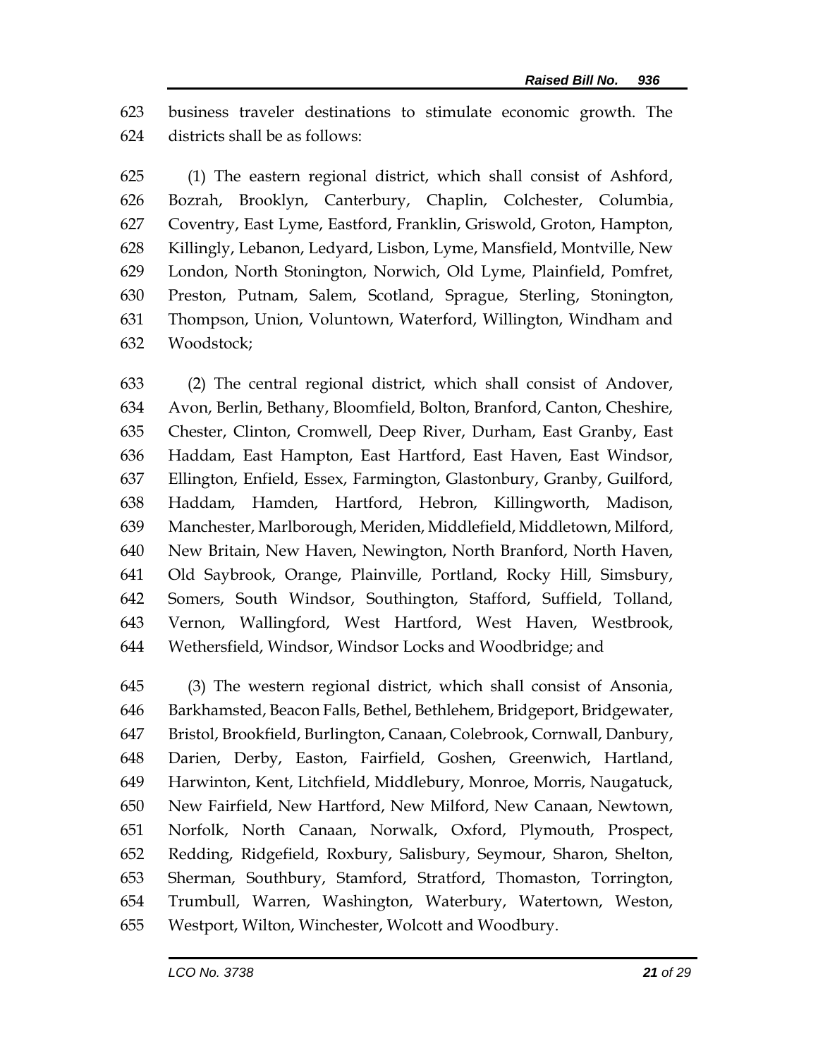business traveler destinations to stimulate economic growth. The districts shall be as follows:

(1) The eastern regional district, which shall consist of Ashford, Bozrah, Brooklyn, Canterbury, Chaplin, Colchester, Columbia, Coventry, East Lyme, Eastford, Franklin, Griswold, Groton, Hampton, Killingly, Lebanon, Ledyard, Lisbon, Lyme, Mansfield, Montville, New London, North Stonington, Norwich, Old Lyme, Plainfield, Pomfret, Preston, Putnam, Salem, Scotland, Sprague, Sterling, Stonington, Thompson, Union, Voluntown, Waterford, Willington, Windham and Woodstock;

(2) The central regional district, which shall consist of Andover, Avon, Berlin, Bethany, Bloomfield, Bolton, Branford, Canton, Cheshire, Chester, Clinton, Cromwell, Deep River, Durham, East Granby, East Haddam, East Hampton, East Hartford, East Haven, East Windsor, Ellington, Enfield, Essex, Farmington, Glastonbury, Granby, Guilford, Haddam, Hamden, Hartford, Hebron, Killingworth, Madison, Manchester, Marlborough, Meriden, Middlefield, Middletown, Milford, New Britain, New Haven, Newington, North Branford, North Haven, Old Saybrook, Orange, Plainville, Portland, Rocky Hill, Simsbury, Somers, South Windsor, Southington, Stafford, Suffield, Tolland, Vernon, Wallingford, West Hartford, West Haven, Westbrook, Wethersfield, Windsor, Windsor Locks and Woodbridge; and

(3) The western regional district, which shall consist of Ansonia, Barkhamsted, Beacon Falls, Bethel, Bethlehem, Bridgeport, Bridgewater, Bristol, Brookfield, Burlington, Canaan, Colebrook, Cornwall, Danbury, Darien, Derby, Easton, Fairfield, Goshen, Greenwich, Hartland, Harwinton, Kent, Litchfield, Middlebury, Monroe, Morris, Naugatuck, New Fairfield, New Hartford, New Milford, New Canaan, Newtown, Norfolk, North Canaan, Norwalk, Oxford, Plymouth, Prospect, Redding, Ridgefield, Roxbury, Salisbury, Seymour, Sharon, Shelton, Sherman, Southbury, Stamford, Stratford, Thomaston, Torrington, Trumbull, Warren, Washington, Waterbury, Watertown, Weston, Westport, Wilton, Winchester, Wolcott and Woodbury.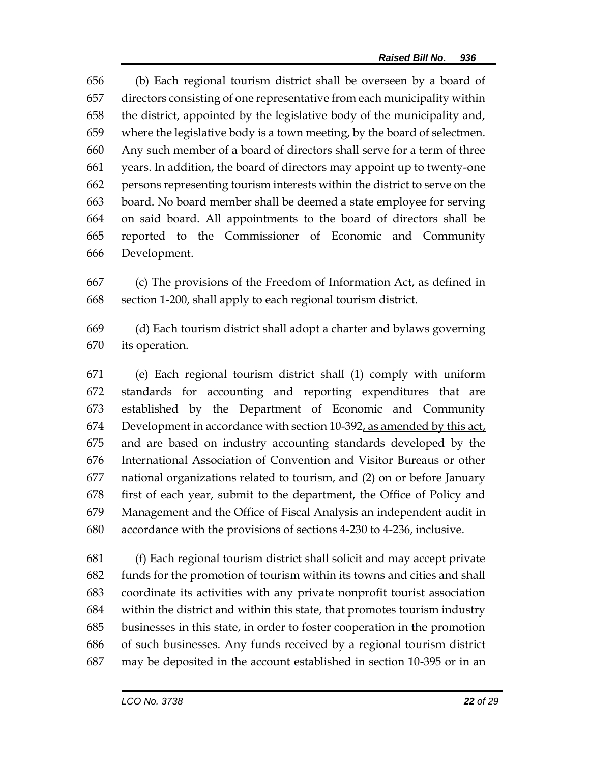(b) Each regional tourism district shall be overseen by a board of directors consisting of one representative from each municipality within the district, appointed by the legislative body of the municipality and, where the legislative body is a town meeting, by the board of selectmen. Any such member of a board of directors shall serve for a term of three years. In addition, the board of directors may appoint up to twenty-one persons representing tourism interests within the district to serve on the board. No board member shall be deemed a state employee for serving on said board. All appointments to the board of directors shall be reported to the Commissioner of Economic and Community Development.

(c) The provisions of the Freedom of Information Act, as defined in section 1-200, shall apply to each regional tourism district.

(d) Each tourism district shall adopt a charter and bylaws governing its operation.

(e) Each regional tourism district shall (1) comply with uniform standards for accounting and reporting expenditures that are established by the Department of Economic and Community Development in accordance with section 10-392, as amended by this act, and are based on industry accounting standards developed by the International Association of Convention and Visitor Bureaus or other national organizations related to tourism, and (2) on or before January first of each year, submit to the department, the Office of Policy and Management and the Office of Fiscal Analysis an independent audit in accordance with the provisions of sections 4-230 to 4-236, inclusive.

(f) Each regional tourism district shall solicit and may accept private funds for the promotion of tourism within its towns and cities and shall coordinate its activities with any private nonprofit tourist association within the district and within this state, that promotes tourism industry businesses in this state, in order to foster cooperation in the promotion of such businesses. Any funds received by a regional tourism district may be deposited in the account established in section 10-395 or in an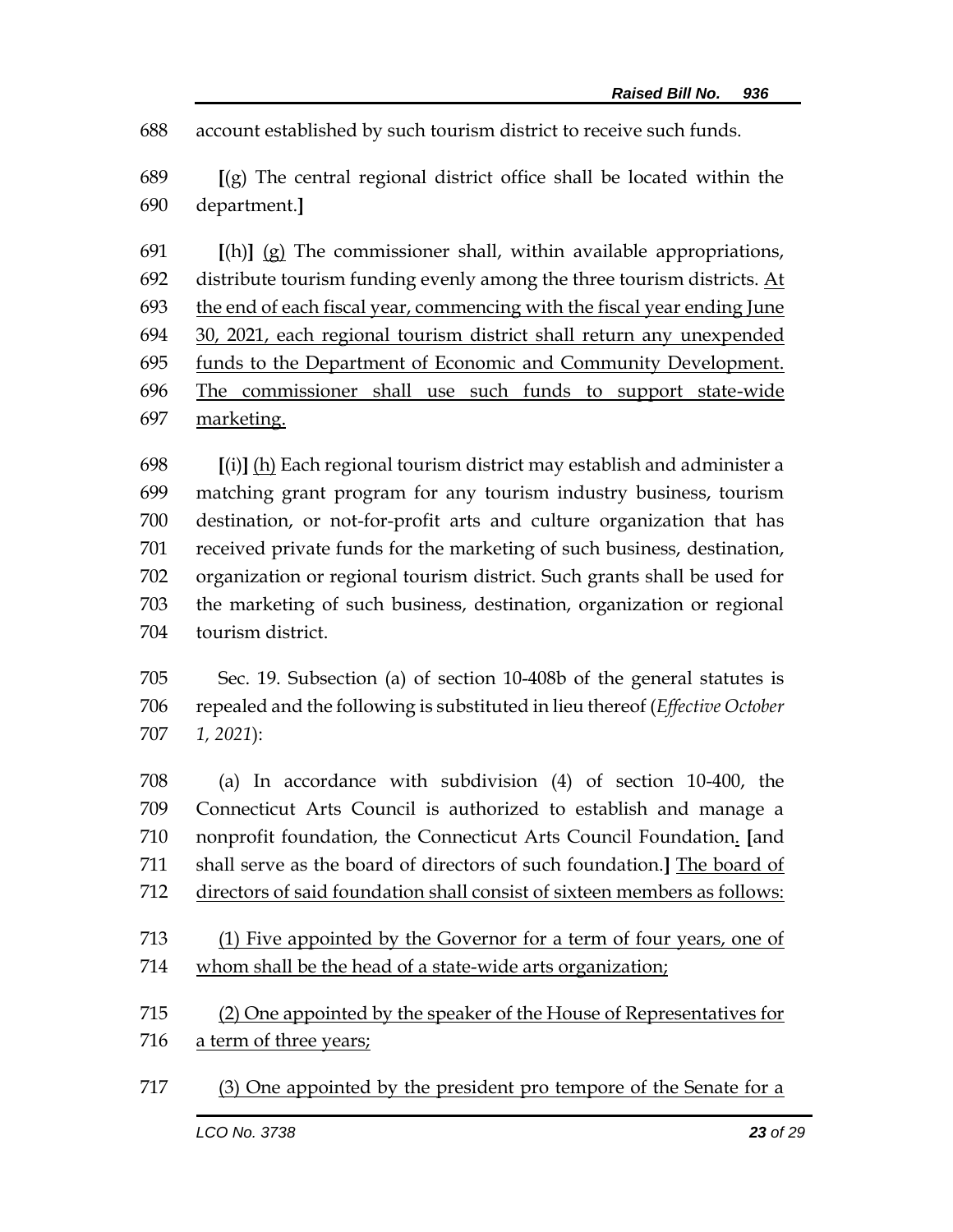account established by such tourism district to receive such funds.

[(g) The central regional district office shall be located within the department.]

[(h)] (g) The commissioner shall, within available appropriations, distribute tourism funding evenly among the three tourism districts. At the end of each fiscal year, commencing with the fiscal year ending June 30, 2021, each regional tourism district shall return any unexpended funds to the Department of Economic and Community Development. The commissioner shall use such funds to support state-wide marketing.

[(i)] (h) Each regional tourism district may establish and administer a matching grant program for any tourism industry business, tourism destination, or not-for-profit arts and culture organization that has received private funds for the marketing of such business, destination, organization or regional tourism district. Such grants shall be used for the marketing of such business, destination, organization or regional tourism district.

Sec. 19. Subsection (a) of section 10-408b of the general statutes is repealed and the following is substituted in lieu thereof (*Effective October 1, 2021*):

(a) In accordance with subdivision (4) of section 10-400, the Connecticut Arts Council is authorized to establish and manage a nonprofit foundation, the Connecticut Arts Council Foundation. [and shall serve as the board of directors of such foundation.] The board of directors of said foundation shall consist of sixteen members as follows:

(1) Five appointed by the Governor for a term of four years, one of whom shall be the head of a state-wide arts organization;

(2) One appointed by the speaker of the House of Representatives for a term of three years;

(3) One appointed by the president pro tempore of the Senate for a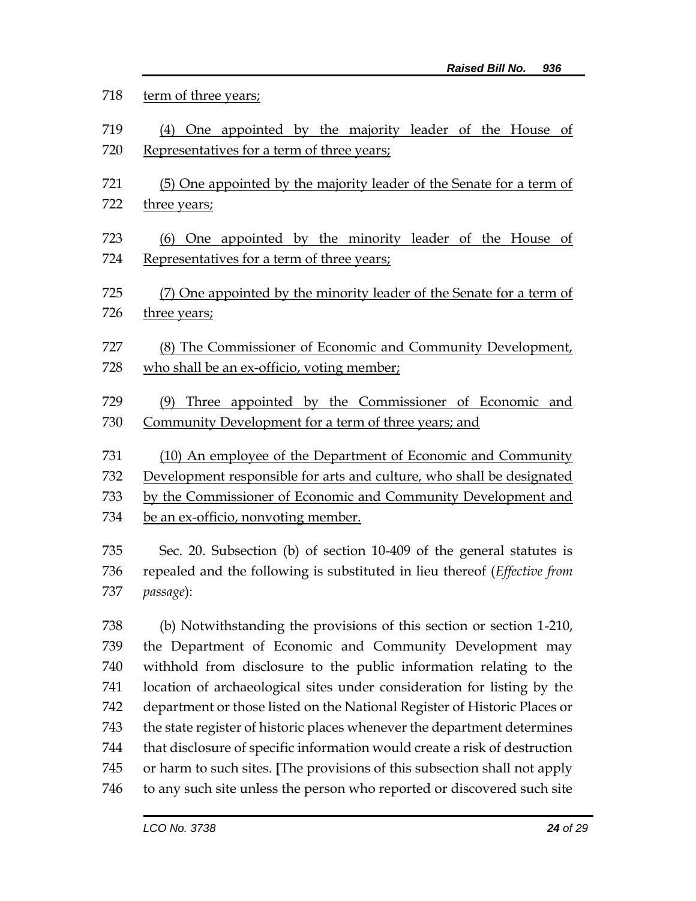term of three years;

(4) One appointed by the majority leader of the House of Representatives for a term of three years;

(5) One appointed by the majority leader of the Senate for a term of three years;

(6) One appointed by the minority leader of the House of Representatives for a term of three years;

(7) One appointed by the minority leader of the Senate for a term of three years;

(8) The Commissioner of Economic and Community Development, who shall be an ex-officio, voting member;

(9) Three appointed by the Commissioner of Economic and Community Development for a term of three years; and

(10) An employee of the Department of Economic and Community Development responsible for arts and culture, who shall be designated by the Commissioner of Economic and Community Development and be an ex-officio, nonvoting member.

Sec. 20. Subsection (b) of section 10-409 of the general statutes is repealed and the following is substituted in lieu thereof (*Effective from passage*):

(b) Notwithstanding the provisions of this section or section 1-210, the Department of Economic and Community Development may withhold from disclosure to the public information relating to the location of archaeological sites under consideration for listing by the department or those listed on the National Register of Historic Places or the state register of historic places whenever the department determines that disclosure of specific information would create a risk of destruction or harm to such sites. **[**The provisions of this subsection shall not apply to any such site unless the person who reported or discovered such site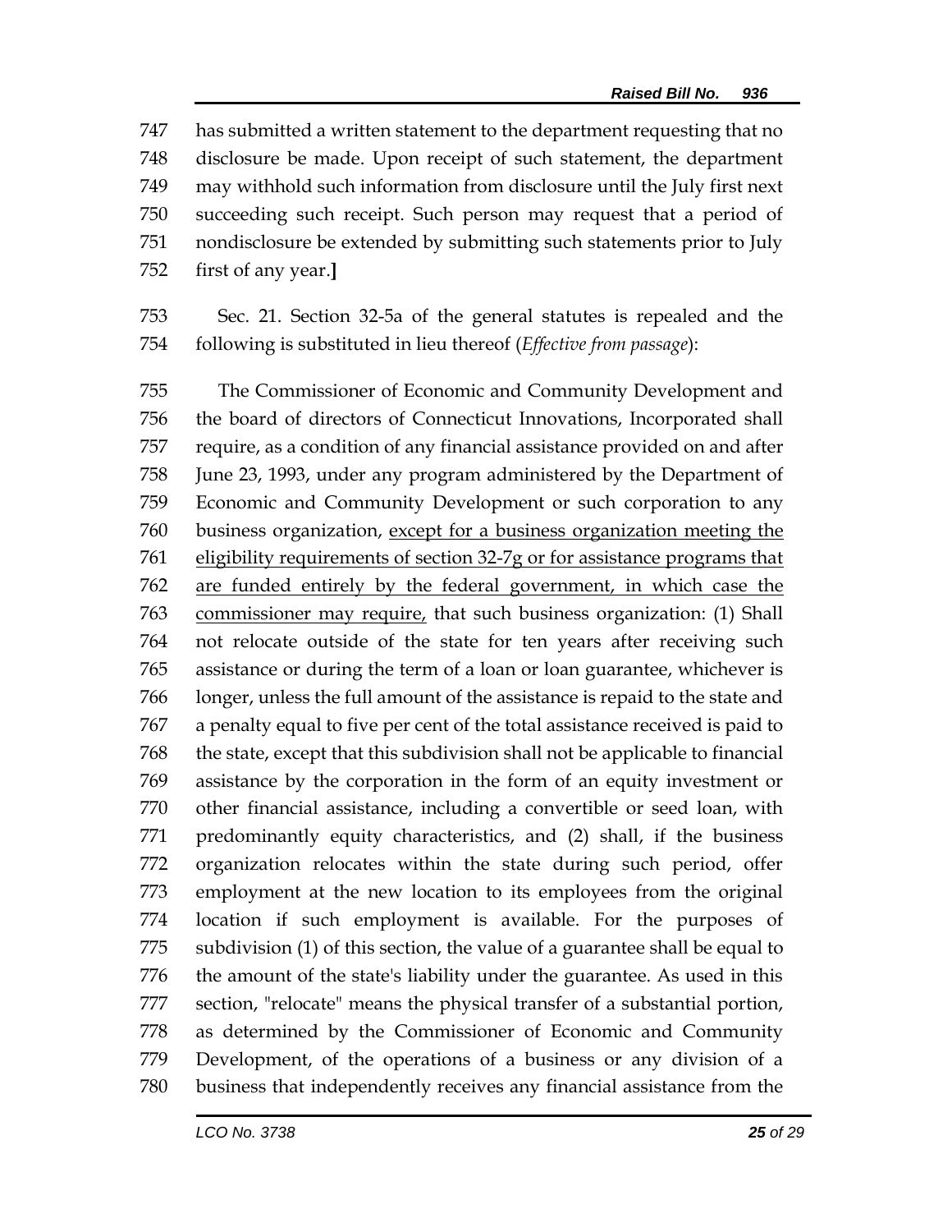has submitted a written statement to the department requesting that no disclosure be made. Upon receipt of such statement, the department may withhold such information from disclosure until the July first next succeeding such receipt. Such person may request that a period of nondisclosure be extended by submitting such statements prior to July first of any year.**]**

Sec. 21. Section 32-5a of the general statutes is repealed and the following is substituted in lieu thereof (*Effective from passage*):

The Commissioner of Economic and Community Development and the board of directors of Connecticut Innovations, Incorporated shall require, as a condition of any financial assistance provided on and after June 23, 1993, under any program administered by the Department of Economic and Community Development or such corporation to any business organization, <u>except for a business organization meeting the eligibility requirements of section 32-7g or for assistance programs that are funded entirely by the federal government, in which case the commissioner may require,</u> that such business organization: (1) Shall not relocate outside of the state for ten years after receiving such assistance or during the term of a loan or loan guarantee, whichever is longer, unless the full amount of the assistance is repaid to the state and a penalty equal to five per cent of the total assistance received is paid to the state, except that this subdivision shall not be applicable to financial assistance by the corporation in the form of an equity investment or other financial assistance, including a convertible or seed loan, with predominantly equity characteristics, and (2) shall, if the business organization relocates within the state during such period, offer employment at the new location to its employees from the original location if such employment is available. For the purposes of subdivision (1) of this section, the value of a guarantee shall be equal to the amount of the state's liability under the guarantee. As used in this section, "relocate" means the physical transfer of a substantial portion, as determined by the Commissioner of Economic and Community Development, of the operations of a business or any division of a business that independently receives any financial assistance from the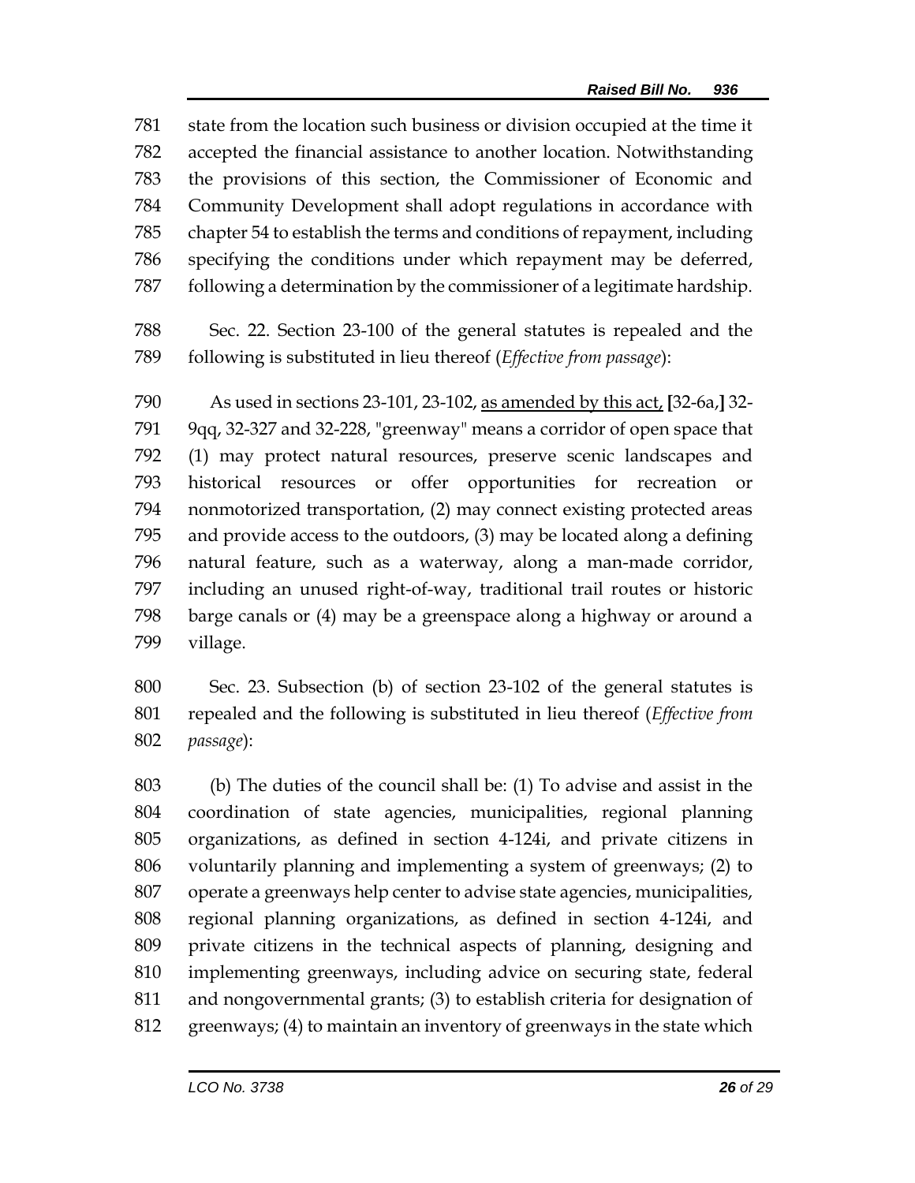state from the location such business or division occupied at the time it accepted the financial assistance to another location. Notwithstanding the provisions of this section, the Commissioner of Economic and Community Development shall adopt regulations in accordance with chapter 54 to establish the terms and conditions of repayment, including specifying the conditions under which repayment may be deferred, following a determination by the commissioner of a legitimate hardship.

Sec. 22. Section 23-100 of the general statutes is repealed and the following is substituted in lieu thereof (*Effective from passage*):

As used in sections 23-101, 23-102, <u>as amended by this act,</u> **[**32-6a,**]** 32-9qq, 32-327 and 32-228, "greenway" means a corridor of open space that (1) may protect natural resources, preserve scenic landscapes and historical resources or offer opportunities for recreation or nonmotorized transportation, (2) may connect existing protected areas and provide access to the outdoors, (3) may be located along a defining natural feature, such as a waterway, along a man-made corridor, including an unused right-of-way, traditional trail routes or historic barge canals or (4) may be a greenspace along a highway or around a village.

Sec. 23. Subsection (b) of section 23-102 of the general statutes is repealed and the following is substituted in lieu thereof (*Effective from passage*):

(b) The duties of the council shall be: (1) To advise and assist in the coordination of state agencies, municipalities, regional planning organizations, as defined in section 4-124i, and private citizens in voluntarily planning and implementing a system of greenways; (2) to operate a greenways help center to advise state agencies, municipalities, regional planning organizations, as defined in section 4-124i, and private citizens in the technical aspects of planning, designing and implementing greenways, including advice on securing state, federal and nongovernmental grants; (3) to establish criteria for designation of greenways; (4) to maintain an inventory of greenways in the state which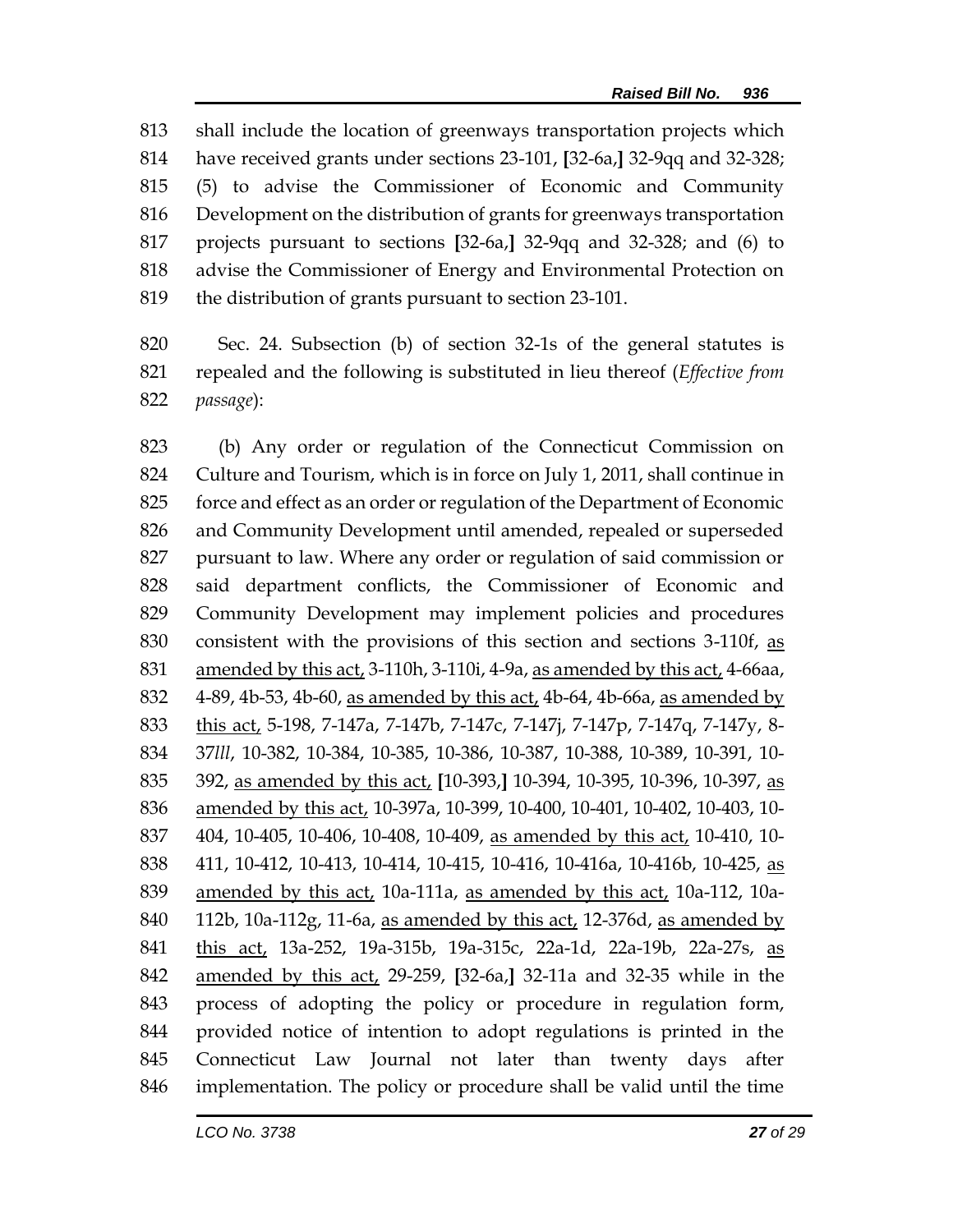shall include the location of greenways transportation projects which have received grants under sections 23-101, [32-6a,] 32-9qq and 32-328; (5) to advise the Commissioner of Economic and Community Development on the distribution of grants for greenways transportation projects pursuant to sections [32-6a,] 32-9qq and 32-328; and (6) to advise the Commissioner of Energy and Environmental Protection on the distribution of grants pursuant to section 23-101.

Sec. 24. Subsection (b) of section 32-1s of the general statutes is repealed and the following is substituted in lieu thereof (*Effective from passage*):

(b) Any order or regulation of the Connecticut Commission on Culture and Tourism, which is in force on July 1, 2011, shall continue in force and effect as an order or regulation of the Department of Economic and Community Development until amended, repealed or superseded pursuant to law. Where any order or regulation of said commission or said department conflicts, the Commissioner of Economic and Community Development may implement policies and procedures consistent with the provisions of this section and sections 3-110f, <u>as amended by this act,</u> 3-110h, 3-110i, 4-9a, <u>as amended by this act,</u> 4-66aa, 4-89, 4b-53, 4b-60, <u>as amended by this act,</u> 4b-64, 4b-66a, <u>as amended by this act,</u> 5-198, 7-147a, 7-147b, 7-147c, 7-147j, 7-147p, 7-147q, 7-147y, 8-37*lll*, 10-382, 10-384, 10-385, 10-386, 10-387, 10-388, 10-389, 10-391, 10-392, <u>as amended by this act,</u> [10-393,] 10-394, 10-395, 10-396, 10-397, <u>as amended by this act,</u> 10-397a, 10-399, 10-400, 10-401, 10-402, 10-403, 10-404, 10-405, 10-406, 10-408, 10-409, <u>as amended by this act,</u> 10-410, 10-411, 10-412, 10-413, 10-414, 10-415, 10-416, 10-416a, 10-416b, 10-425, <u>as amended by this act,</u> 10a-111a, <u>as amended by this act,</u> 10a-112, 10a-112b, 10a-112g, 11-6a, <u>as amended by this act,</u> 12-376d, <u>as amended by this act,</u> 13a-252, 19a-315b, 19a-315c, 22a-1d, 22a-19b, 22a-27s, <u>as amended by this act,</u> 29-259, [32-6a,] 32-11a and 32-35 while in the process of adopting the policy or procedure in regulation form, provided notice of intention to adopt regulations is printed in the Connecticut Law Journal not later than twenty days after implementation. The policy or procedure shall be valid until the time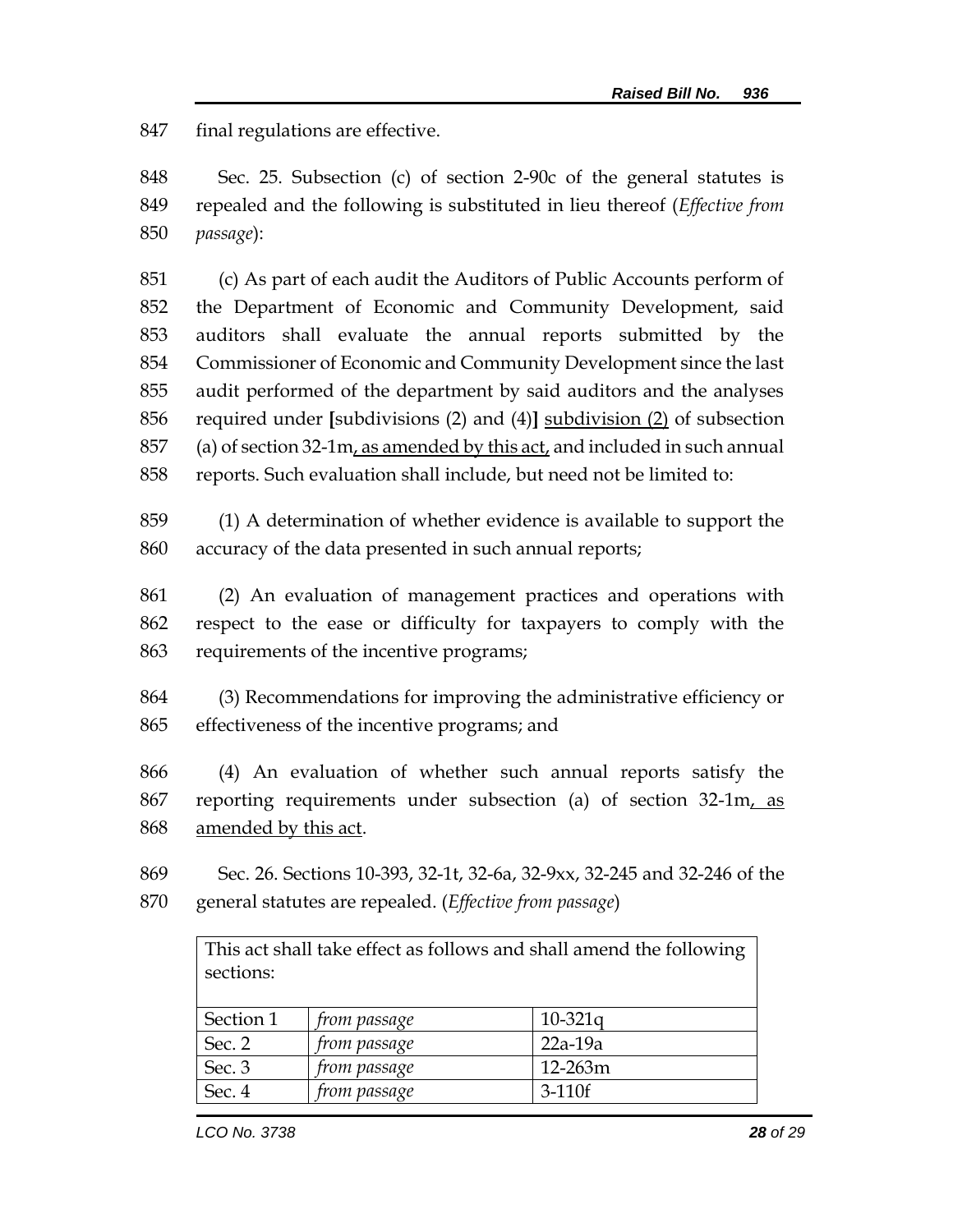final regulations are effective.

Sec. 25. Subsection (c) of section 2-90c of the general statutes is repealed and the following is substituted in lieu thereof (*Effective from passage*):

(c) As part of each audit the Auditors of Public Accounts perform of the Department of Economic and Community Development, said auditors shall evaluate the annual reports submitted by the Commissioner of Economic and Community Development since the last audit performed of the department by said auditors and the analyses required under **[**subdivisions (2) and (4)**]** <u>subdivision (2)</u> of subsection (a) of section 32-1m<u>, as amended by this act,</u> and included in such annual reports. Such evaluation shall include, but need not be limited to:

(1) A determination of whether evidence is available to support the accuracy of the data presented in such annual reports;

(2) An evaluation of management practices and operations with respect to the ease or difficulty for taxpayers to comply with the requirements of the incentive programs;

(3) Recommendations for improving the administrative efficiency or effectiveness of the incentive programs; and

(4) An evaluation of whether such annual reports satisfy the reporting requirements under subsection (a) of section 32-1m<u>, as amended by this act</u>.

Sec. 26. Sections 10-393, 32-1t, 32-6a, 32-9xx, 32-245 and 32-246 of the general statutes are repealed. (*Effective from passage*)

| This act shall take effect as follows and shall amend the following sections: | | |
|---|---|---|
| Section 1 | *from passage* | 10-321q |
| Sec. 2 | *from passage* | 22a-19a |
| Sec. 3 | *from passage* | 12-263m |
| Sec. 4 | *from passage* | 3-110f |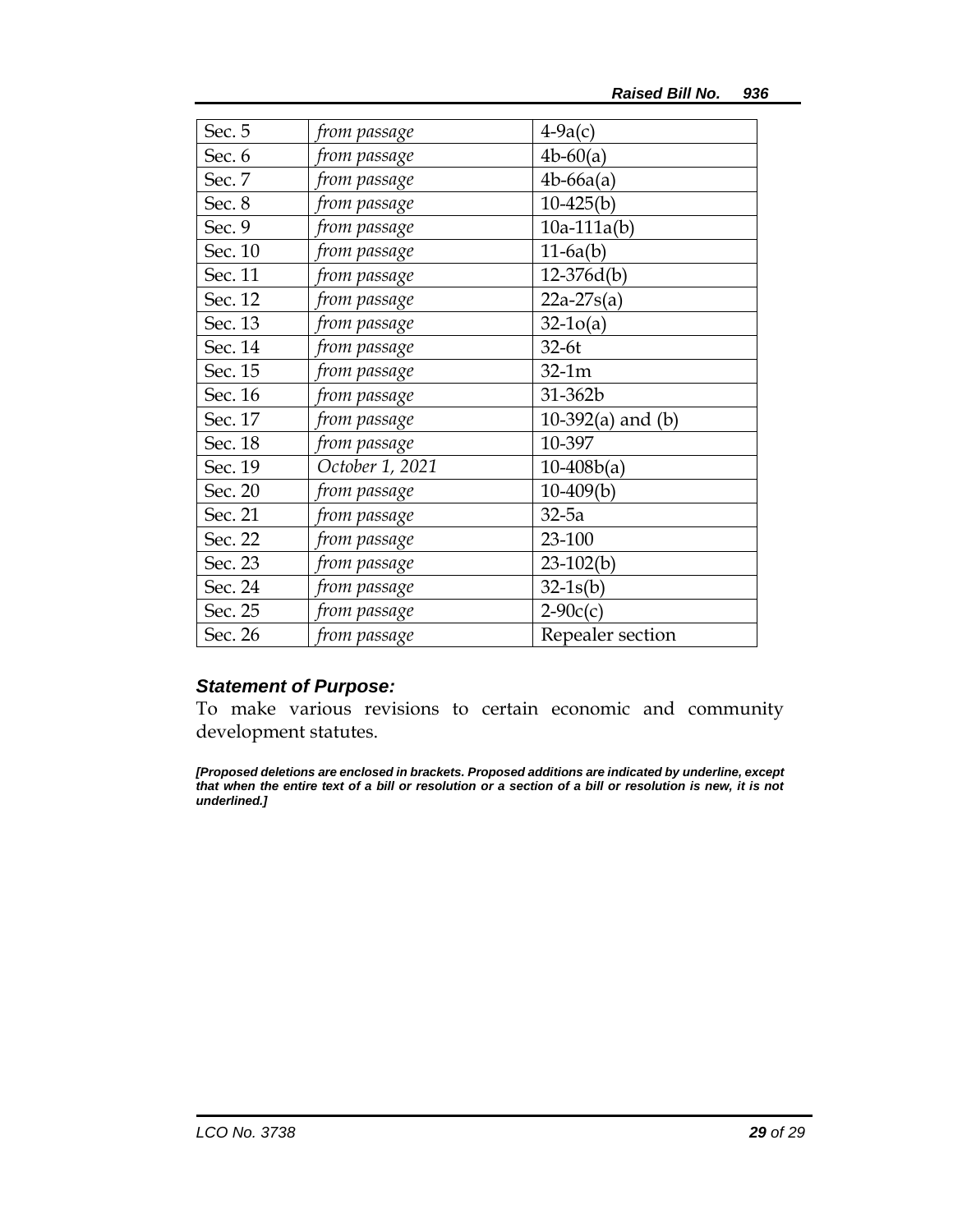| | | |
|---|---|---|
| Sec. 5 | *from passage* | 4-9a(c) |
| Sec. 6 | *from passage* | 4b-60(a) |
| Sec. 7 | *from passage* | 4b-66a(a) |
| Sec. 8 | *from passage* | 10-425(b) |
| Sec. 9 | *from passage* | 10a-111a(b) |
| Sec. 10 | *from passage* | 11-6a(b) |
| Sec. 11 | *from passage* | 12-376d(b) |
| Sec. 12 | *from passage* | 22a-27s(a) |
| Sec. 13 | *from passage* | 32-1o(a) |
| Sec. 14 | *from passage* | 32-6t |
| Sec. 15 | *from passage* | 32-1m |
| Sec. 16 | *from passage* | 31-362b |
| Sec. 17 | *from passage* | 10-392(a) and (b) |
| Sec. 18 | *from passage* | 10-397 |
| Sec. 19 | *October 1, 2021* | 10-408b(a) |
| Sec. 20 | *from passage* | 10-409(b) |
| Sec. 21 | *from passage* | 32-5a |
| Sec. 22 | *from passage* | 23-100 |
| Sec. 23 | *from passage* | 23-102(b) |
| Sec. 24 | *from passage* | 32-1s(b) |
| Sec. 25 | *from passage* | 2-90c(c) |
| Sec. 26 | *from passage* | Repealer section |

### *Statement of Purpose:*

To make various revisions to certain economic and community development statutes.

***[Proposed deletions are enclosed in brackets. Proposed additions are indicated by underline, except that when the entire text of a bill or resolution or a section of a bill or resolution is new, it is not underlined.]***